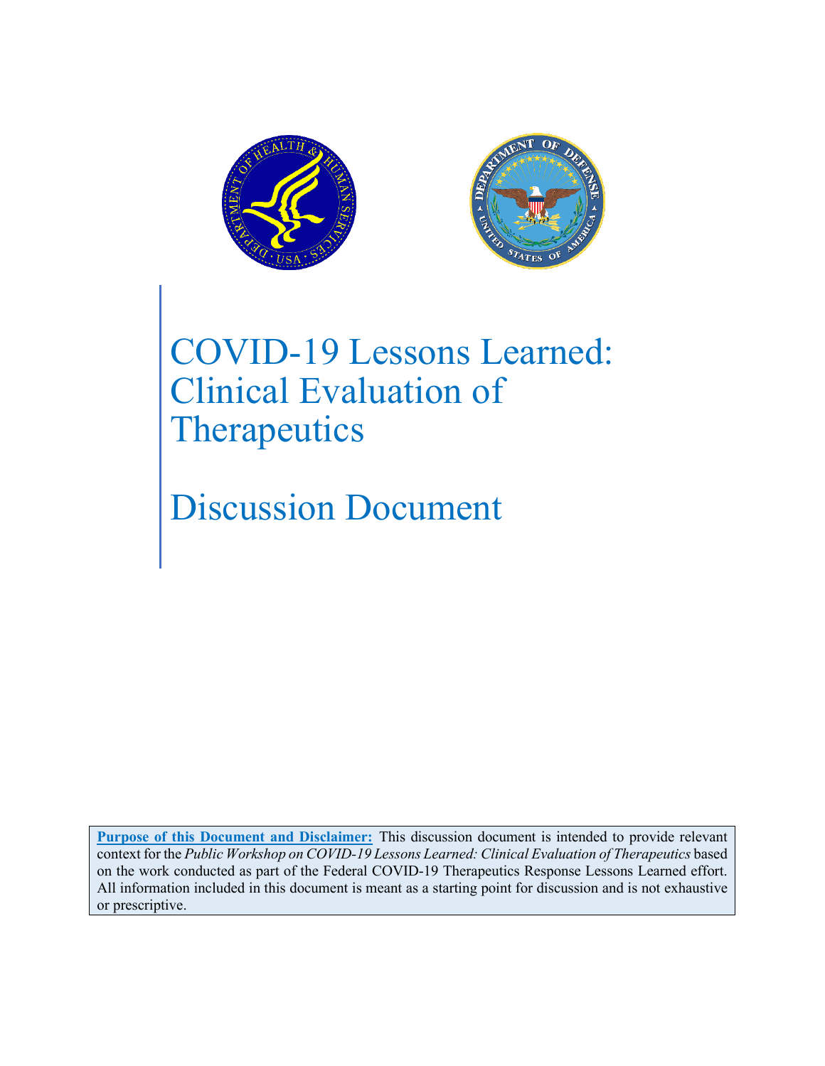# COVID-19 Lessons Learned: Clinical Evaluation of Therapeutics

# Discussion Document

**Purpose of this Document and Disclaimer:** This discussion document is intended to provide relevant context for the *Public Workshop on COVID-19 Lessons Learned: Clinical Evaluation of Therapeutics* based on the work conducted as part of the Federal COVID-19 Therapeutics Response Lessons Learned effort. All information included in this document is meant as a starting point for discussion and is not exhaustive or prescriptive.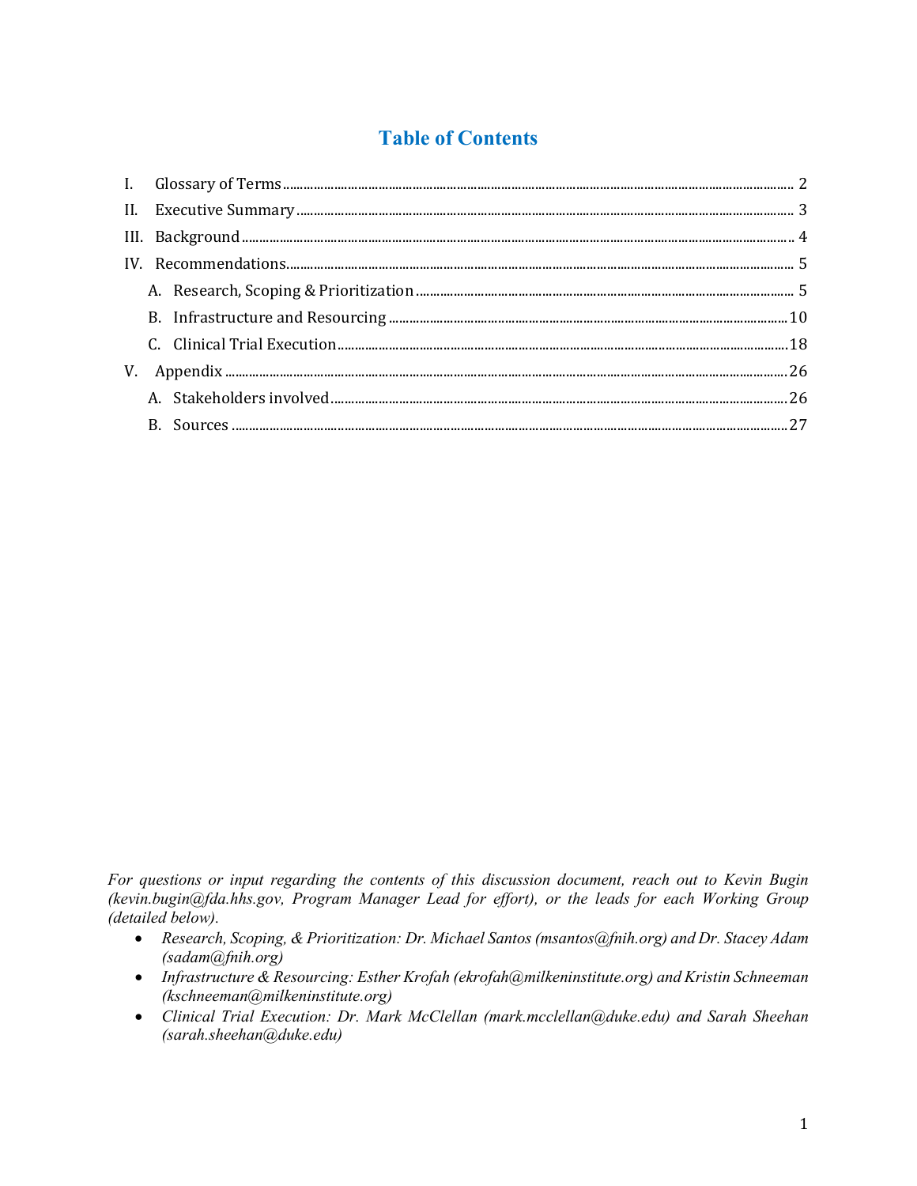# Table of Contents

I. Glossary of Terms ..... 2
II. Executive Summary ..... 3
III. Background ..... 4
IV. Recommendations ..... 5
  A. Research, Scoping & Prioritization ..... 5
  B. Infrastructure and Resourcing ..... 10
  C. Clinical Trial Execution ..... 18
V. Appendix ..... 26
  A. Stakeholders involved ..... 26
  B. Sources ..... 27

*For questions or input regarding the contents of this discussion document, reach out to Kevin Bugin (kevin.bugin@fda.hhs.gov, Program Manager Lead for effort), or the leads for each Working Group (detailed below).*

- *Research, Scoping, & Prioritization: Dr. Michael Santos (msantos@fnih.org) and Dr. Stacey Adam (sadam@fnih.org)*
- *Infrastructure & Resourcing: Esther Krofah (ekrofah@milkeninstitute.org) and Kristin Schneeman (kschneeman@milkeninstitute.org)*
- *Clinical Trial Execution: Dr. Mark McClellan (mark.mcclellan@duke.edu) and Sarah Sheehan (sarah.sheehan@duke.edu)*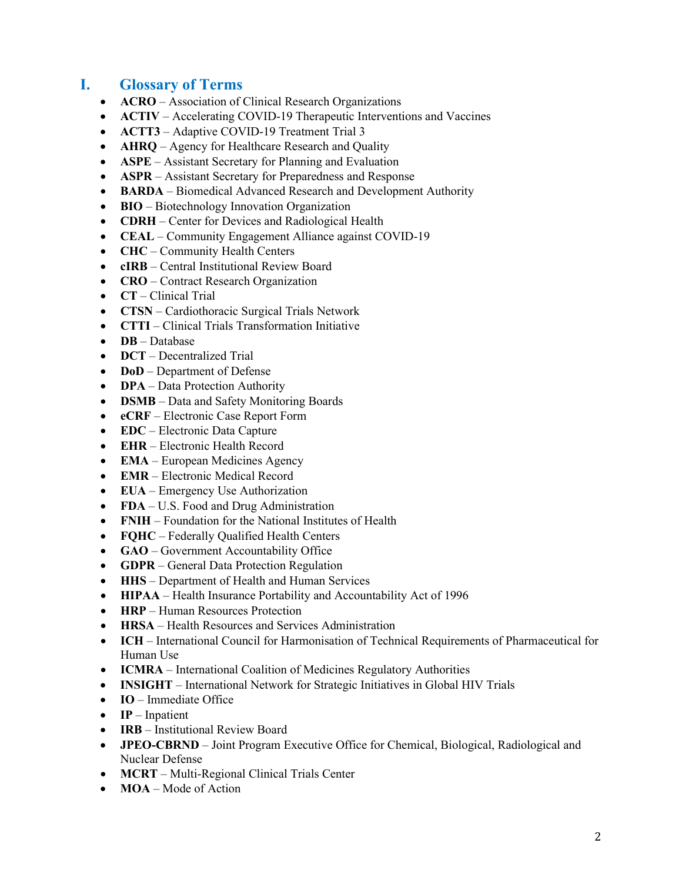# I. Glossary of Terms

- **ACRO** – Association of Clinical Research Organizations
- **ACTIV** – Accelerating COVID-19 Therapeutic Interventions and Vaccines
- **ACTT3** – Adaptive COVID-19 Treatment Trial 3
- **AHRQ** – Agency for Healthcare Research and Quality
- **ASPE** – Assistant Secretary for Planning and Evaluation
- **ASPR** – Assistant Secretary for Preparedness and Response
- **BARDA** – Biomedical Advanced Research and Development Authority
- **BIO** – Biotechnology Innovation Organization
- **CDRH** – Center for Devices and Radiological Health
- **CEAL** – Community Engagement Alliance against COVID-19
- **CHC** – Community Health Centers
- **cIRB** – Central Institutional Review Board
- **CRO** – Contract Research Organization
- **CT** – Clinical Trial
- **CTSN** – Cardiothoracic Surgical Trials Network
- **CTTI** – Clinical Trials Transformation Initiative
- **DB** – Database
- **DCT** – Decentralized Trial
- **DoD** – Department of Defense
- **DPA** – Data Protection Authority
- **DSMB** – Data and Safety Monitoring Boards
- **eCRF** – Electronic Case Report Form
- **EDC** – Electronic Data Capture
- **EHR** – Electronic Health Record
- **EMA** – European Medicines Agency
- **EMR** – Electronic Medical Record
- **EUA** – Emergency Use Authorization
- **FDA** – U.S. Food and Drug Administration
- **FNIH** – Foundation for the National Institutes of Health
- **FQHC** – Federally Qualified Health Centers
- **GAO** – Government Accountability Office
- **GDPR** – General Data Protection Regulation
- **HHS** – Department of Health and Human Services
- **HIPAA** – Health Insurance Portability and Accountability Act of 1996
- **HRP** – Human Resources Protection
- **HRSA** – Health Resources and Services Administration
- **ICH** – International Council for Harmonisation of Technical Requirements of Pharmaceutical for Human Use
- **ICMRA** – International Coalition of Medicines Regulatory Authorities
- **INSIGHT** – International Network for Strategic Initiatives in Global HIV Trials
- **IO** – Immediate Office
- **IP** – Inpatient
- **IRB** – Institutional Review Board
- **JPEO-CBRND** – Joint Program Executive Office for Chemical, Biological, Radiological and Nuclear Defense
- **MCRT** – Multi-Regional Clinical Trials Center
- **MOA** – Mode of Action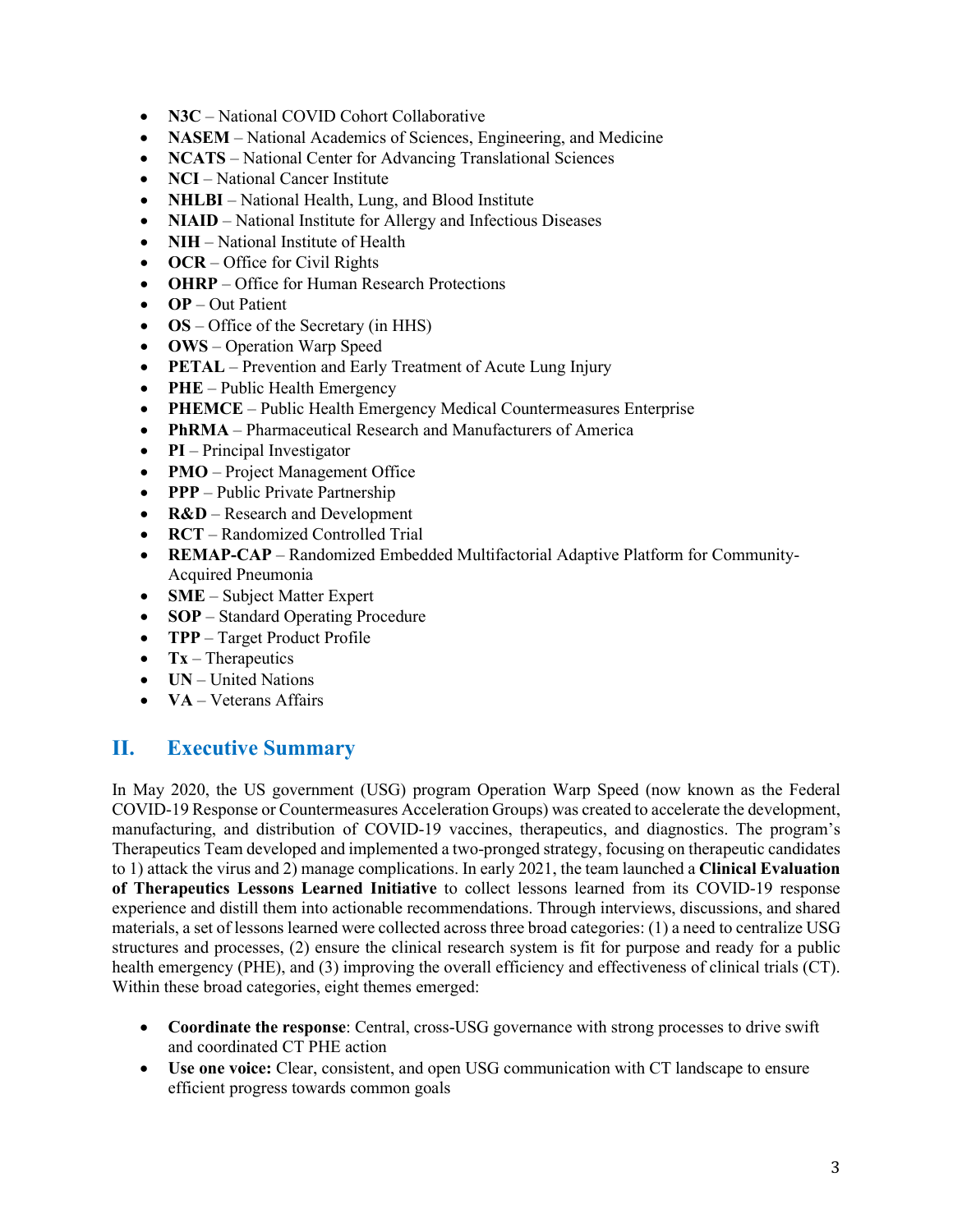- **N3C** – National COVID Cohort Collaborative
- **NASEM** – National Academics of Sciences, Engineering, and Medicine
- **NCATS** – National Center for Advancing Translational Sciences
- **NCI** – National Cancer Institute
- **NHLBI** – National Health, Lung, and Blood Institute
- **NIAID** – National Institute for Allergy and Infectious Diseases
- **NIH** – National Institute of Health
- **OCR** – Office for Civil Rights
- **OHRP** – Office for Human Research Protections
- **OP** – Out Patient
- **OS** – Office of the Secretary (in HHS)
- **OWS** – Operation Warp Speed
- **PETAL** – Prevention and Early Treatment of Acute Lung Injury
- **PHE** – Public Health Emergency
- **PHEMCE** – Public Health Emergency Medical Countermeasures Enterprise
- **PhRMA** – Pharmaceutical Research and Manufacturers of America
- **PI** – Principal Investigator
- **PMO** – Project Management Office
- **PPP** – Public Private Partnership
- **R&D** – Research and Development
- **RCT** – Randomized Controlled Trial
- **REMAP-CAP** – Randomized Embedded Multifactorial Adaptive Platform for Community-Acquired Pneumonia
- **SME** – Subject Matter Expert
- **SOP** – Standard Operating Procedure
- **TPP** – Target Product Profile
- **Tx** – Therapeutics
- **UN** – United Nations
- **VA** – Veterans Affairs

## II. Executive Summary

In May 2020, the US government (USG) program Operation Warp Speed (now known as the Federal COVID-19 Response or Countermeasures Acceleration Groups) was created to accelerate the development, manufacturing, and distribution of COVID-19 vaccines, therapeutics, and diagnostics. The program's Therapeutics Team developed and implemented a two-pronged strategy, focusing on therapeutic candidates to 1) attack the virus and 2) manage complications. In early 2021, the team launched a **Clinical Evaluation of Therapeutics Lessons Learned Initiative** to collect lessons learned from its COVID-19 response experience and distill them into actionable recommendations. Through interviews, discussions, and shared materials, a set of lessons learned were collected across three broad categories: (1) a need to centralize USG structures and processes, (2) ensure the clinical research system is fit for purpose and ready for a public health emergency (PHE), and (3) improving the overall efficiency and effectiveness of clinical trials (CT). Within these broad categories, eight themes emerged:

- **Coordinate the response**: Central, cross-USG governance with strong processes to drive swift and coordinated CT PHE action
- **Use one voice:** Clear, consistent, and open USG communication with CT landscape to ensure efficient progress towards common goals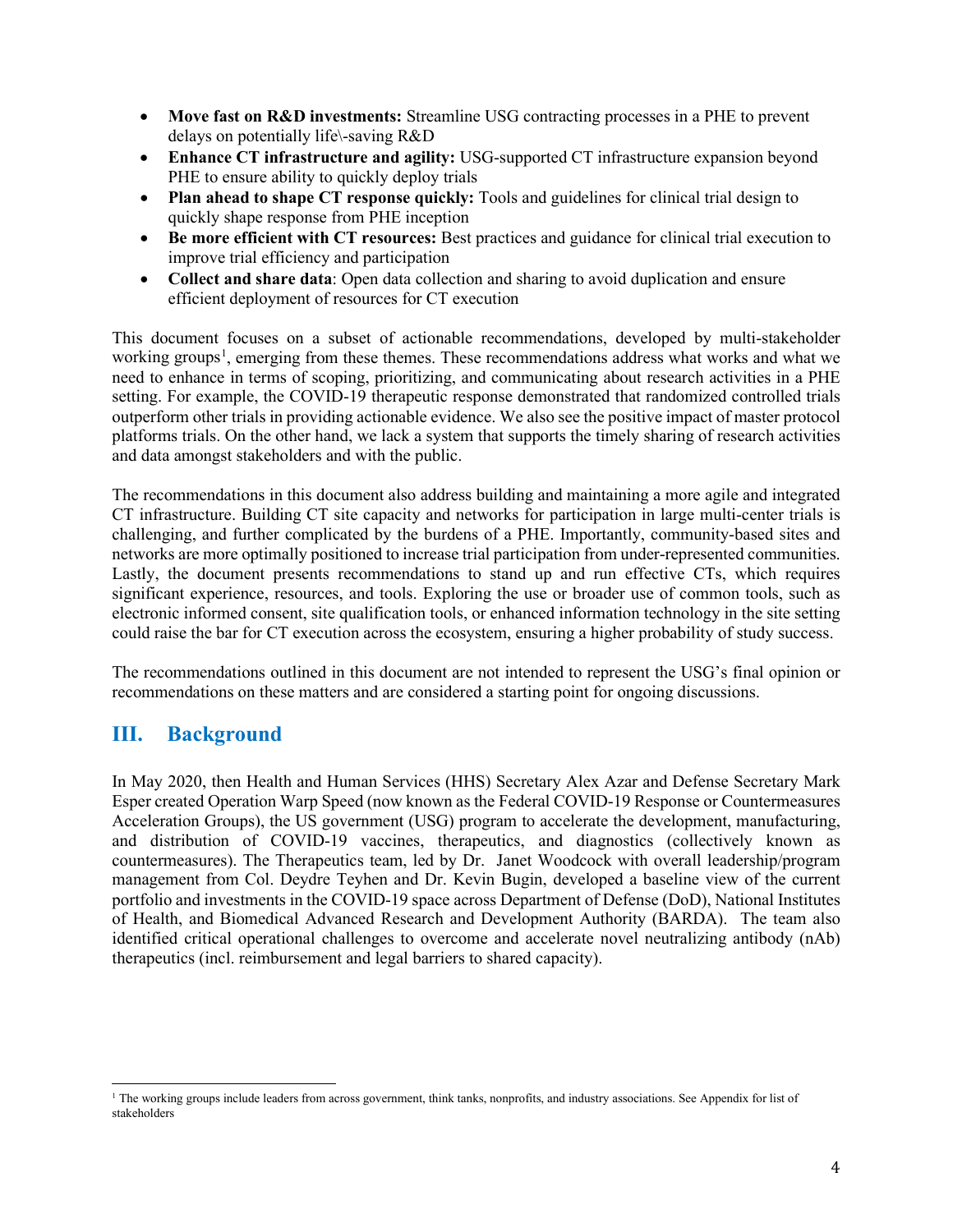- **Move fast on R&D investments:** Streamline USG contracting processes in a PHE to prevent delays on potentially life\-saving R&D
- **Enhance CT infrastructure and agility:** USG-supported CT infrastructure expansion beyond PHE to ensure ability to quickly deploy trials
- **Plan ahead to shape CT response quickly:** Tools and guidelines for clinical trial design to quickly shape response from PHE inception
- **Be more efficient with CT resources:** Best practices and guidance for clinical trial execution to improve trial efficiency and participation
- **Collect and share data**: Open data collection and sharing to avoid duplication and ensure efficient deployment of resources for CT execution

This document focuses on a subset of actionable recommendations, developed by multi-stakeholder working groups[1], emerging from these themes. These recommendations address what works and what we need to enhance in terms of scoping, prioritizing, and communicating about research activities in a PHE setting. For example, the COVID-19 therapeutic response demonstrated that randomized controlled trials outperform other trials in providing actionable evidence. We also see the positive impact of master protocol platforms trials. On the other hand, we lack a system that supports the timely sharing of research activities and data amongst stakeholders and with the public.

The recommendations in this document also address building and maintaining a more agile and integrated CT infrastructure. Building CT site capacity and networks for participation in large multi-center trials is challenging, and further complicated by the burdens of a PHE. Importantly, community-based sites and networks are more optimally positioned to increase trial participation from under-represented communities. Lastly, the document presents recommendations to stand up and run effective CTs, which requires significant experience, resources, and tools. Exploring the use or broader use of common tools, such as electronic informed consent, site qualification tools, or enhanced information technology in the site setting could raise the bar for CT execution across the ecosystem, ensuring a higher probability of study success.

The recommendations outlined in this document are not intended to represent the USG's final opinion or recommendations on these matters and are considered a starting point for ongoing discussions.

## III. Background

In May 2020, then Health and Human Services (HHS) Secretary Alex Azar and Defense Secretary Mark Esper created Operation Warp Speed (now known as the Federal COVID-19 Response or Countermeasures Acceleration Groups), the US government (USG) program to accelerate the development, manufacturing, and distribution of COVID-19 vaccines, therapeutics, and diagnostics (collectively known as countermeasures). The Therapeutics team, led by Dr. Janet Woodcock with overall leadership/program management from Col. Deydre Teyhen and Dr. Kevin Bugin, developed a baseline view of the current portfolio and investments in the COVID-19 space across Department of Defense (DoD), National Institutes of Health, and Biomedical Advanced Research and Development Authority (BARDA). The team also identified critical operational challenges to overcome and accelerate novel neutralizing antibody (nAb) therapeutics (incl. reimbursement and legal barriers to shared capacity).

[1] The working groups include leaders from across government, think tanks, nonprofits, and industry associations. See Appendix for list of stakeholders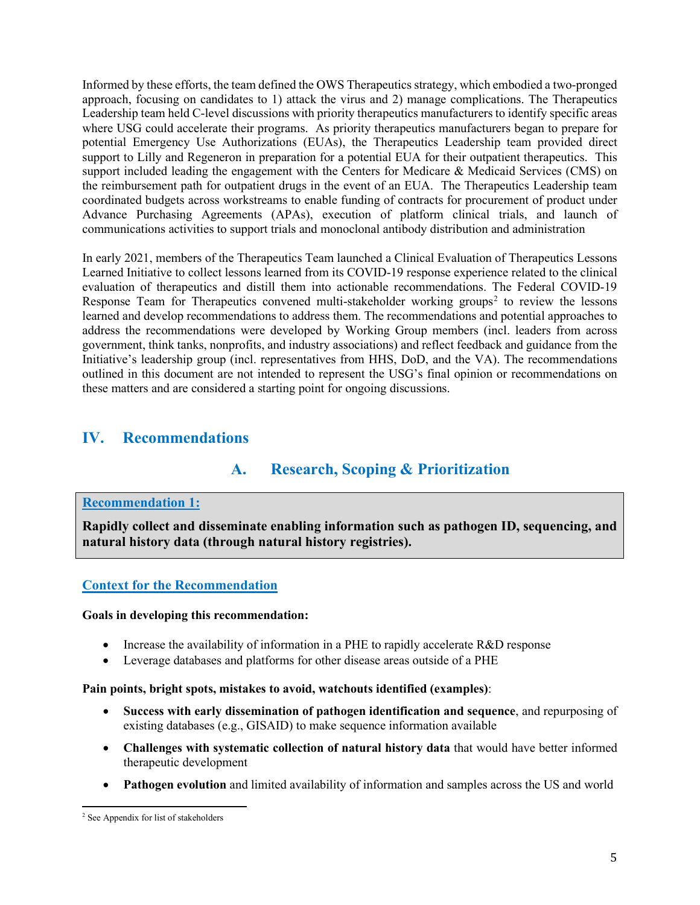Informed by these efforts, the team defined the OWS Therapeutics strategy, which embodied a two-pronged approach, focusing on candidates to 1) attack the virus and 2) manage complications. The Therapeutics Leadership team held C-level discussions with priority therapeutics manufacturers to identify specific areas where USG could accelerate their programs. As priority therapeutics manufacturers began to prepare for potential Emergency Use Authorizations (EUAs), the Therapeutics Leadership team provided direct support to Lilly and Regeneron in preparation for a potential EUA for their outpatient therapeutics. This support included leading the engagement with the Centers for Medicare & Medicaid Services (CMS) on the reimbursement path for outpatient drugs in the event of an EUA. The Therapeutics Leadership team coordinated budgets across workstreams to enable funding of contracts for procurement of product under Advance Purchasing Agreements (APAs), execution of platform clinical trials, and launch of communications activities to support trials and monoclonal antibody distribution and administration

In early 2021, members of the Therapeutics Team launched a Clinical Evaluation of Therapeutics Lessons Learned Initiative to collect lessons learned from its COVID-19 response experience related to the clinical evaluation of therapeutics and distill them into actionable recommendations. The Federal COVID-19 Response Team for Therapeutics convened multi-stakeholder working groups[2] to review the lessons learned and develop recommendations to address them. The recommendations and potential approaches to address the recommendations were developed by Working Group members (incl. leaders from across government, think tanks, nonprofits, and industry associations) and reflect feedback and guidance from the Initiative's leadership group (incl. representatives from HHS, DoD, and the VA). The recommendations outlined in this document are not intended to represent the USG's final opinion or recommendations on these matters and are considered a starting point for ongoing discussions.

## IV. Recommendations

### A. Research, Scoping & Prioritization

**Recommendation 1:**

**Rapidly collect and disseminate enabling information such as pathogen ID, sequencing, and natural history data (through natural history registries).**

#### Context for the Recommendation

**Goals in developing this recommendation:**

- Increase the availability of information in a PHE to rapidly accelerate R&D response
- Leverage databases and platforms for other disease areas outside of a PHE

**Pain points, bright spots, mistakes to avoid, watchouts identified (examples)**:

- **Success with early dissemination of pathogen identification and sequence**, and repurposing of existing databases (e.g., GISAID) to make sequence information available
- **Challenges with systematic collection of natural history data** that would have better informed therapeutic development
- **Pathogen evolution** and limited availability of information and samples across the US and world

[2] See Appendix for list of stakeholders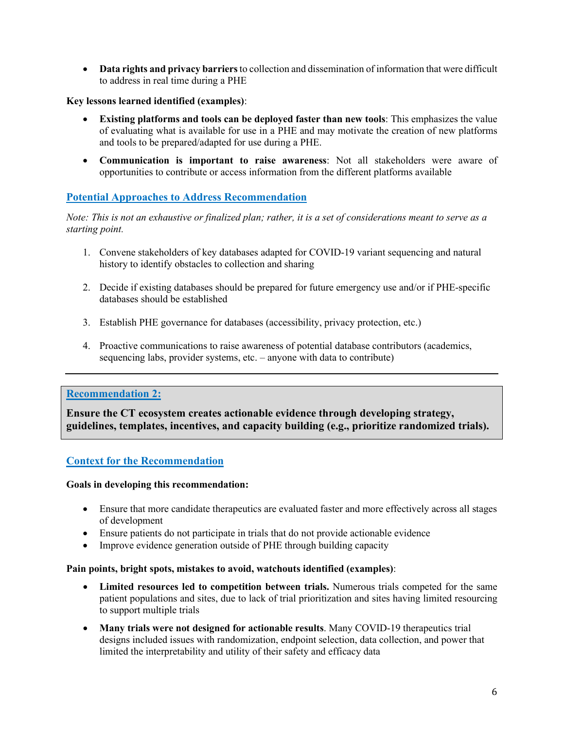- **Data rights and privacy barriers** to collection and dissemination of information that were difficult to address in real time during a PHE

**Key lessons learned identified (examples)**:

- **Existing platforms and tools can be deployed faster than new tools**: This emphasizes the value of evaluating what is available for use in a PHE and may motivate the creation of new platforms and tools to be prepared/adapted for use during a PHE.
- **Communication is important to raise awareness**: Not all stakeholders were aware of opportunities to contribute or access information from the different platforms available

### Potential Approaches to Address Recommendation

*Note: This is not an exhaustive or finalized plan; rather, it is a set of considerations meant to serve as a starting point.*

1. Convene stakeholders of key databases adapted for COVID-19 variant sequencing and natural history to identify obstacles to collection and sharing
2. Decide if existing databases should be prepared for future emergency use and/or if PHE-specific databases should be established
3. Establish PHE governance for databases (accessibility, privacy protection, etc.)
4. Proactive communications to raise awareness of potential database contributors (academics, sequencing labs, provider systems, etc. – anyone with data to contribute)

---

## Recommendation 2:

**Ensure the CT ecosystem creates actionable evidence through developing strategy, guidelines, templates, incentives, and capacity building (e.g., prioritize randomized trials).**

### Context for the Recommendation

**Goals in developing this recommendation:**

- Ensure that more candidate therapeutics are evaluated faster and more effectively across all stages of development
- Ensure patients do not participate in trials that do not provide actionable evidence
- Improve evidence generation outside of PHE through building capacity

**Pain points, bright spots, mistakes to avoid, watchouts identified (examples)**:

- **Limited resources led to competition between trials.** Numerous trials competed for the same patient populations and sites, due to lack of trial prioritization and sites having limited resourcing to support multiple trials
- **Many trials were not designed for actionable results**. Many COVID-19 therapeutics trial designs included issues with randomization, endpoint selection, data collection, and power that limited the interpretability and utility of their safety and efficacy data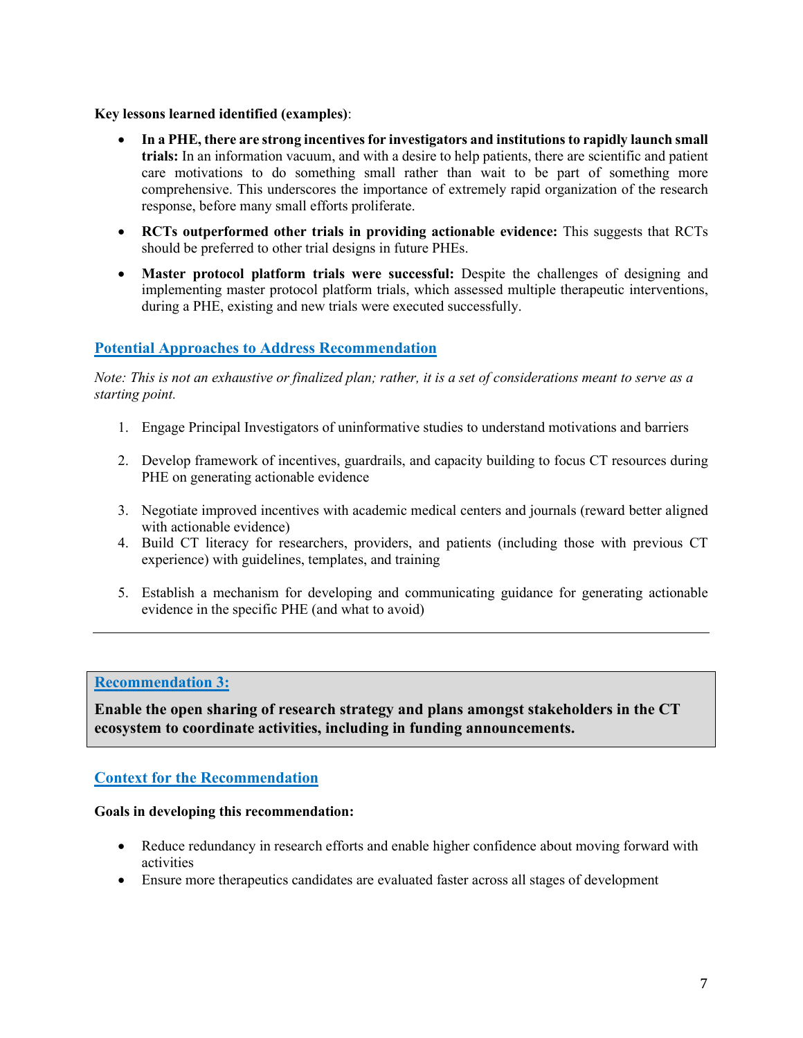**Key lessons learned identified (examples)**:

- **In a PHE, there are strong incentives for investigators and institutions to rapidly launch small trials:** In an information vacuum, and with a desire to help patients, there are scientific and patient care motivations to do something small rather than wait to be part of something more comprehensive. This underscores the importance of extremely rapid organization of the research response, before many small efforts proliferate.
- **RCTs outperformed other trials in providing actionable evidence:** This suggests that RCTs should be preferred to other trial designs in future PHEs.
- **Master protocol platform trials were successful:** Despite the challenges of designing and implementing master protocol platform trials, which assessed multiple therapeutic interventions, during a PHE, existing and new trials were executed successfully.

## Potential Approaches to Address Recommendation

*Note: This is not an exhaustive or finalized plan; rather, it is a set of considerations meant to serve as a starting point.*

1. Engage Principal Investigators of uninformative studies to understand motivations and barriers
2. Develop framework of incentives, guardrails, and capacity building to focus CT resources during PHE on generating actionable evidence
3. Negotiate improved incentives with academic medical centers and journals (reward better aligned with actionable evidence)
4. Build CT literacy for researchers, providers, and patients (including those with previous CT experience) with guidelines, templates, and training
5. Establish a mechanism for developing and communicating guidance for generating actionable evidence in the specific PHE (and what to avoid)

---

## Recommendation 3:

**Enable the open sharing of research strategy and plans amongst stakeholders in the CT ecosystem to coordinate activities, including in funding announcements.**

## Context for the Recommendation

**Goals in developing this recommendation:**

- Reduce redundancy in research efforts and enable higher confidence about moving forward with activities
- Ensure more therapeutics candidates are evaluated faster across all stages of development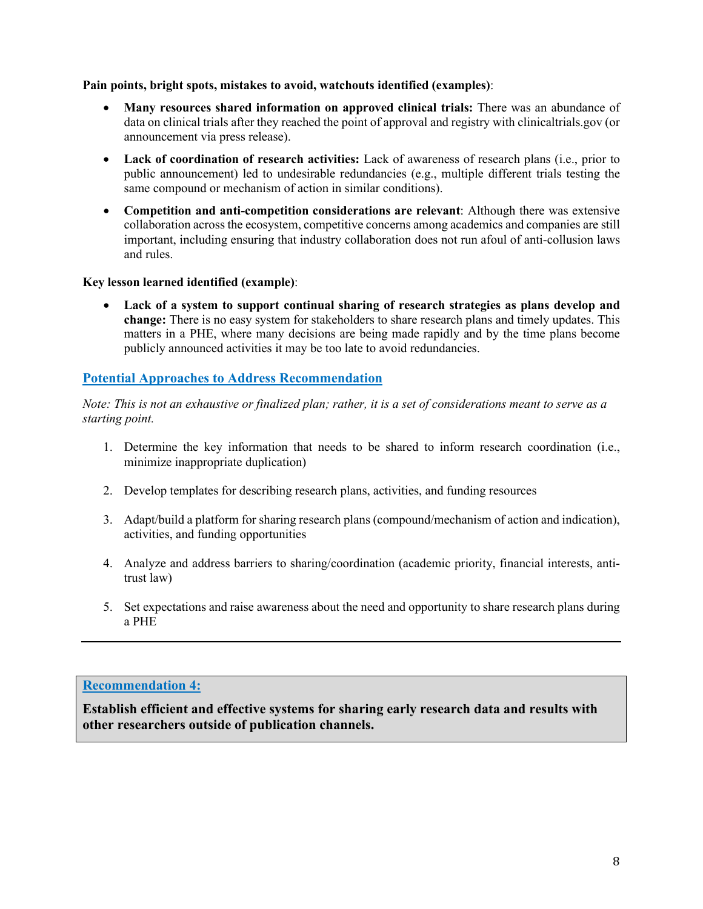**Pain points, bright spots, mistakes to avoid, watchouts identified (examples)**:

- **Many resources shared information on approved clinical trials:** There was an abundance of data on clinical trials after they reached the point of approval and registry with clinicaltrials.gov (or announcement via press release).
- **Lack of coordination of research activities:** Lack of awareness of research plans (i.e., prior to public announcement) led to undesirable redundancies (e.g., multiple different trials testing the same compound or mechanism of action in similar conditions).
- **Competition and anti-competition considerations are relevant**: Although there was extensive collaboration across the ecosystem, competitive concerns among academics and companies are still important, including ensuring that industry collaboration does not run afoul of anti-collusion laws and rules.

**Key lesson learned identified (example)**:

- **Lack of a system to support continual sharing of research strategies as plans develop and change:** There is no easy system for stakeholders to share research plans and timely updates. This matters in a PHE, where many decisions are being made rapidly and by the time plans become publicly announced activities it may be too late to avoid redundancies.

## Potential Approaches to Address Recommendation

*Note: This is not an exhaustive or finalized plan; rather, it is a set of considerations meant to serve as a starting point.*

1. Determine the key information that needs to be shared to inform research coordination (i.e., minimize inappropriate duplication)
2. Develop templates for describing research plans, activities, and funding resources
3. Adapt/build a platform for sharing research plans (compound/mechanism of action and indication), activities, and funding opportunities
4. Analyze and address barriers to sharing/coordination (academic priority, financial interests, anti-trust law)
5. Set expectations and raise awareness about the need and opportunity to share research plans during a PHE

---

## Recommendation 4:

**Establish efficient and effective systems for sharing early research data and results with other researchers outside of publication channels.**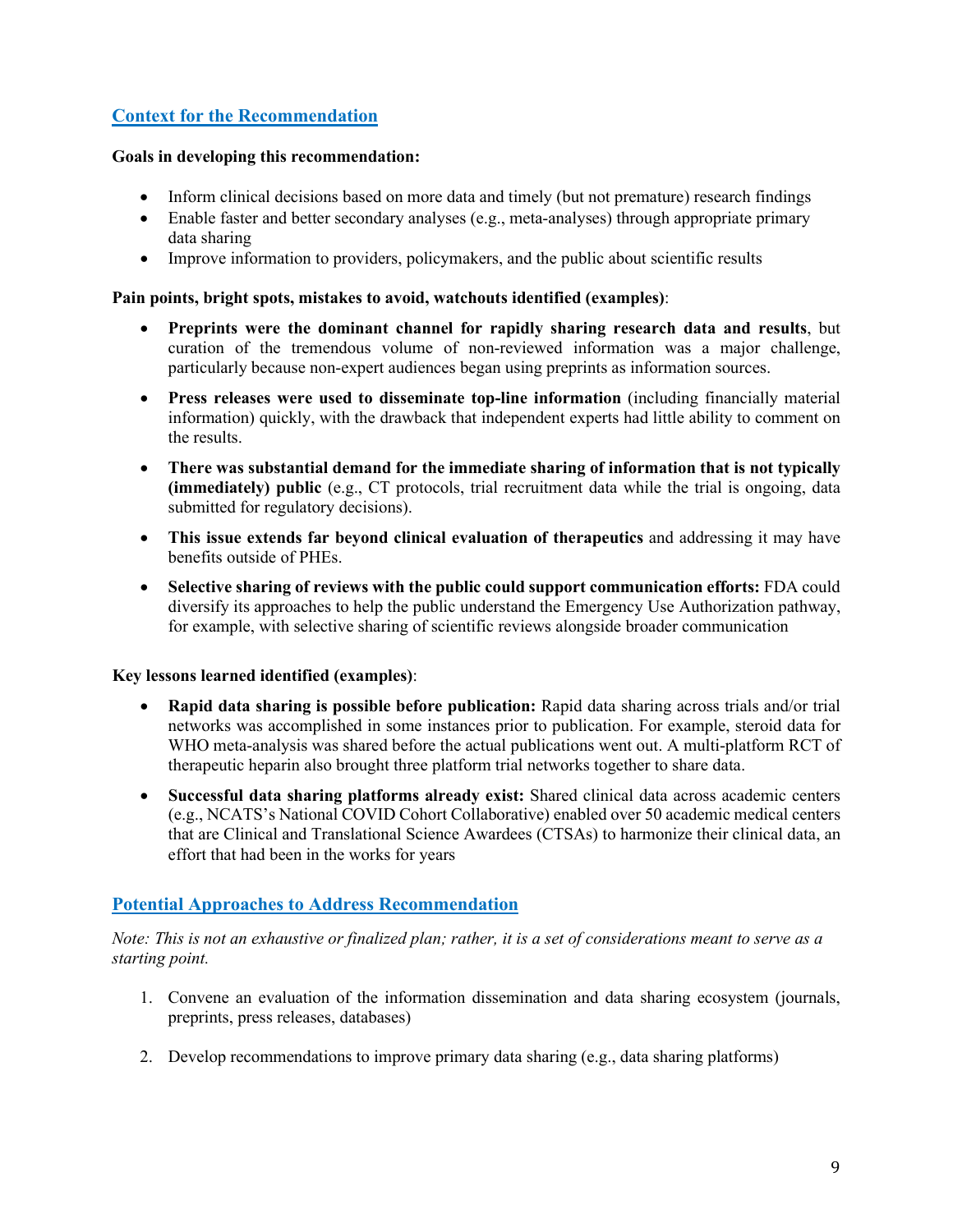## Context for the Recommendation

**Goals in developing this recommendation:**

- Inform clinical decisions based on more data and timely (but not premature) research findings
- Enable faster and better secondary analyses (e.g., meta-analyses) through appropriate primary data sharing
- Improve information to providers, policymakers, and the public about scientific results

**Pain points, bright spots, mistakes to avoid, watchouts identified (examples)**:

- **Preprints were the dominant channel for rapidly sharing research data and results**, but curation of the tremendous volume of non-reviewed information was a major challenge, particularly because non-expert audiences began using preprints as information sources.
- **Press releases were used to disseminate top-line information** (including financially material information) quickly, with the drawback that independent experts had little ability to comment on the results.
- **There was substantial demand for the immediate sharing of information that is not typically (immediately) public** (e.g., CT protocols, trial recruitment data while the trial is ongoing, data submitted for regulatory decisions).
- **This issue extends far beyond clinical evaluation of therapeutics** and addressing it may have benefits outside of PHEs.
- **Selective sharing of reviews with the public could support communication efforts:** FDA could diversify its approaches to help the public understand the Emergency Use Authorization pathway, for example, with selective sharing of scientific reviews alongside broader communication

**Key lessons learned identified (examples)**:

- **Rapid data sharing is possible before publication:** Rapid data sharing across trials and/or trial networks was accomplished in some instances prior to publication. For example, steroid data for WHO meta-analysis was shared before the actual publications went out. A multi-platform RCT of therapeutic heparin also brought three platform trial networks together to share data.
- **Successful data sharing platforms already exist:** Shared clinical data across academic centers (e.g., NCATS's National COVID Cohort Collaborative) enabled over 50 academic medical centers that are Clinical and Translational Science Awardees (CTSAs) to harmonize their clinical data, an effort that had been in the works for years

## Potential Approaches to Address Recommendation

*Note: This is not an exhaustive or finalized plan; rather, it is a set of considerations meant to serve as a starting point.*

1. Convene an evaluation of the information dissemination and data sharing ecosystem (journals, preprints, press releases, databases)
2. Develop recommendations to improve primary data sharing (e.g., data sharing platforms)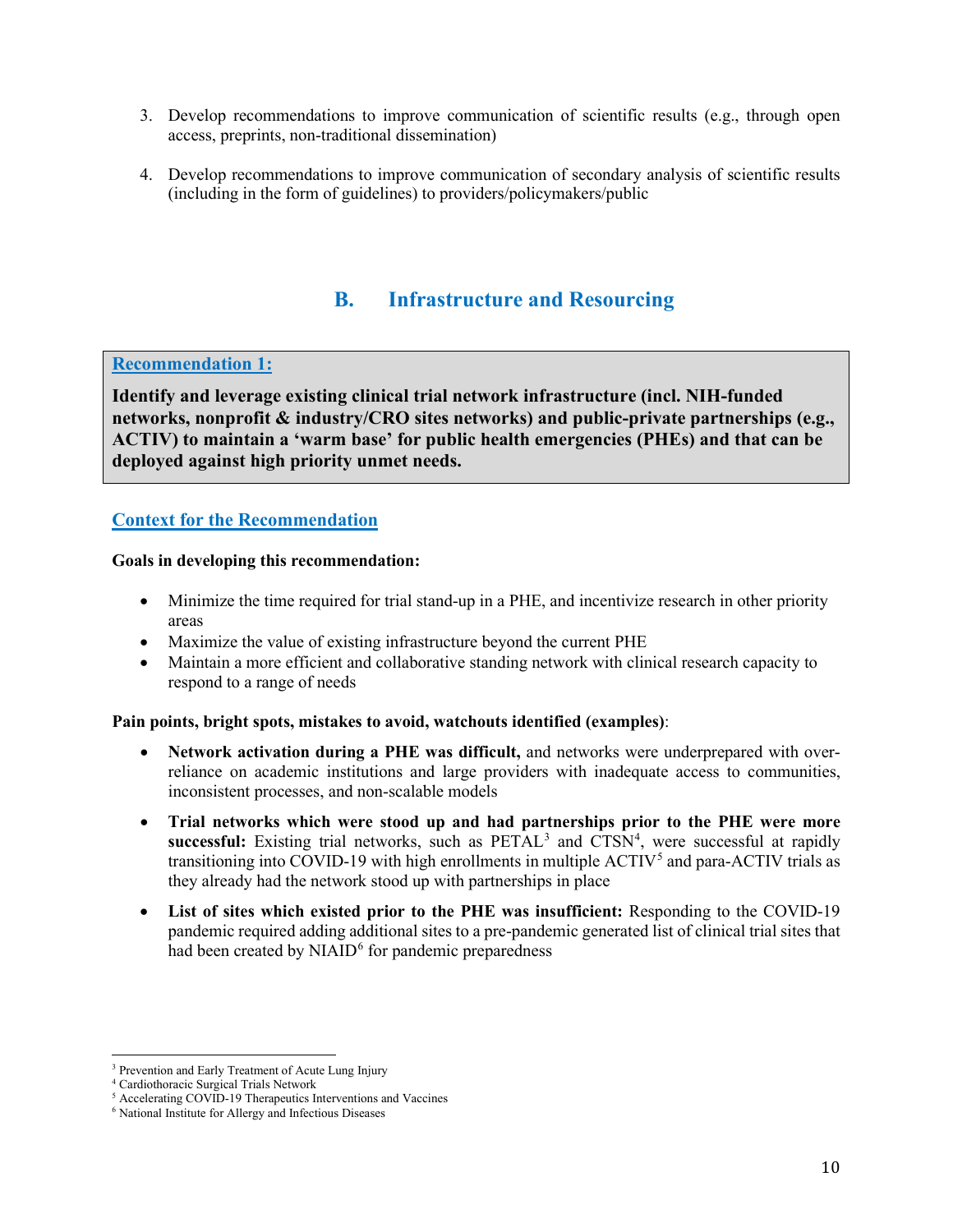3. Develop recommendations to improve communication of scientific results (e.g., through open access, preprints, non-traditional dissemination)

4. Develop recommendations to improve communication of secondary analysis of scientific results (including in the form of guidelines) to providers/policymakers/public

## B. Infrastructure and Resourcing

**Recommendation 1:**

**Identify and leverage existing clinical trial network infrastructure (incl. NIH-funded networks, nonprofit & industry/CRO sites networks) and public-private partnerships (e.g., ACTIV) to maintain a 'warm base' for public health emergencies (PHEs) and that can be deployed against high priority unmet needs.**

### Context for the Recommendation

**Goals in developing this recommendation:**

- Minimize the time required for trial stand-up in a PHE, and incentivize research in other priority areas
- Maximize the value of existing infrastructure beyond the current PHE
- Maintain a more efficient and collaborative standing network with clinical research capacity to respond to a range of needs

**Pain points, bright spots, mistakes to avoid, watchouts identified (examples)**:

- **Network activation during a PHE was difficult,** and networks were underprepared with over-reliance on academic institutions and large providers with inadequate access to communities, inconsistent processes, and non-scalable models

- **Trial networks which were stood up and had partnerships prior to the PHE were more successful:** Existing trial networks, such as PETAL[3] and CTSN[4], were successful at rapidly transitioning into COVID-19 with high enrollments in multiple ACTIV[5] and para-ACTIV trials as they already had the network stood up with partnerships in place

- **List of sites which existed prior to the PHE was insufficient:** Responding to the COVID-19 pandemic required adding additional sites to a pre-pandemic generated list of clinical trial sites that had been created by NIAID[6] for pandemic preparedness

---

[3] Prevention and Early Treatment of Acute Lung Injury
[4] Cardiothoracic Surgical Trials Network
[5] Accelerating COVID-19 Therapeutics Interventions and Vaccines
[6] National Institute for Allergy and Infectious Diseases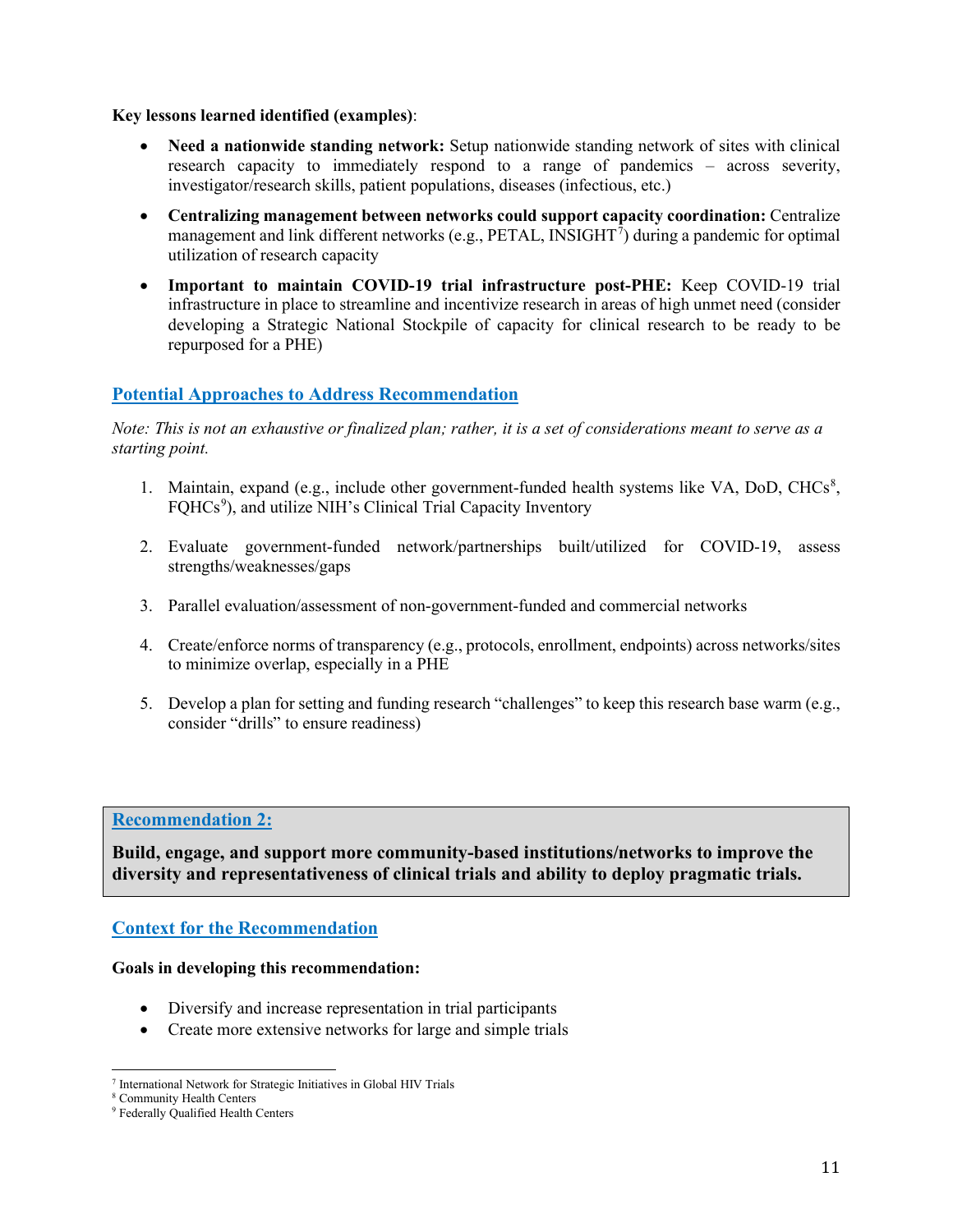**Key lessons learned identified (examples)**:

- **Need a nationwide standing network:** Setup nationwide standing network of sites with clinical research capacity to immediately respond to a range of pandemics – across severity, investigator/research skills, patient populations, diseases (infectious, etc.)
- **Centralizing management between networks could support capacity coordination:** Centralize management and link different networks (e.g., PETAL, INSIGHT[7]) during a pandemic for optimal utilization of research capacity
- **Important to maintain COVID-19 trial infrastructure post-PHE:** Keep COVID-19 trial infrastructure in place to streamline and incentivize research in areas of high unmet need (consider developing a Strategic National Stockpile of capacity for clinical research to be ready to be repurposed for a PHE)

## Potential Approaches to Address Recommendation

*Note: This is not an exhaustive or finalized plan; rather, it is a set of considerations meant to serve as a starting point.*

1. Maintain, expand (e.g., include other government-funded health systems like VA, DoD, CHCs[8], FQHCs[9]), and utilize NIH's Clinical Trial Capacity Inventory
2. Evaluate government-funded network/partnerships built/utilized for COVID-19, assess strengths/weaknesses/gaps
3. Parallel evaluation/assessment of non-government-funded and commercial networks
4. Create/enforce norms of transparency (e.g., protocols, enrollment, endpoints) across networks/sites to minimize overlap, especially in a PHE
5. Develop a plan for setting and funding research "challenges" to keep this research base warm (e.g., consider "drills" to ensure readiness)

## Recommendation 2:

**Build, engage, and support more community-based institutions/networks to improve the diversity and representativeness of clinical trials and ability to deploy pragmatic trials.**

## Context for the Recommendation

**Goals in developing this recommendation:**

- Diversify and increase representation in trial participants
- Create more extensive networks for large and simple trials

---

[7] International Network for Strategic Initiatives in Global HIV Trials
[8] Community Health Centers
[9] Federally Qualified Health Centers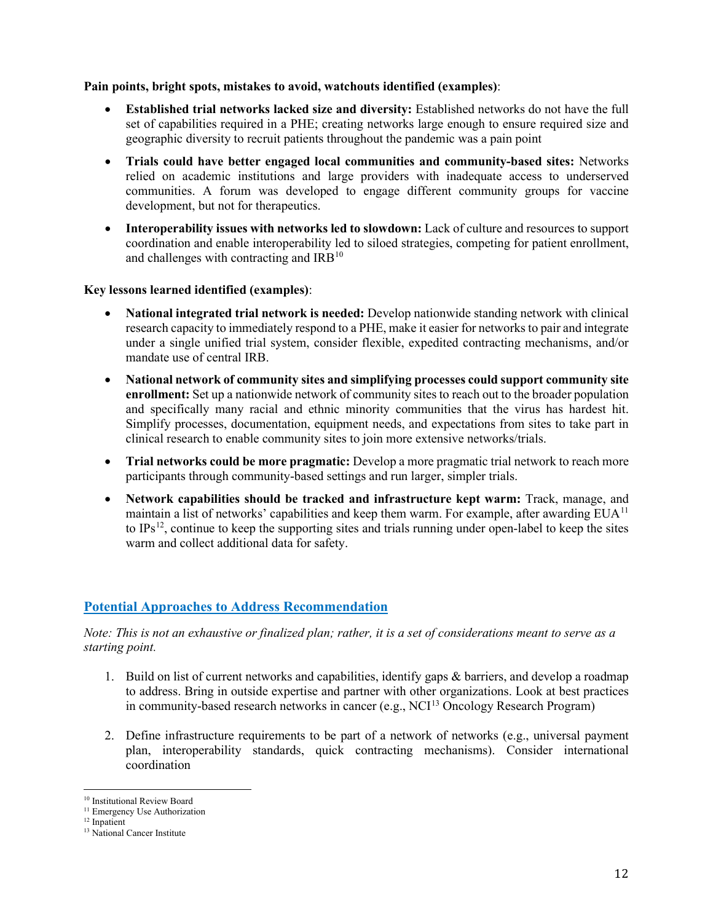**Pain points, bright spots, mistakes to avoid, watchouts identified (examples)**:

- **Established trial networks lacked size and diversity:** Established networks do not have the full set of capabilities required in a PHE; creating networks large enough to ensure required size and geographic diversity to recruit patients throughout the pandemic was a pain point
- **Trials could have better engaged local communities and community-based sites:** Networks relied on academic institutions and large providers with inadequate access to underserved communities. A forum was developed to engage different community groups for vaccine development, but not for therapeutics.
- **Interoperability issues with networks led to slowdown:** Lack of culture and resources to support coordination and enable interoperability led to siloed strategies, competing for patient enrollment, and challenges with contracting and IRB[10]

**Key lessons learned identified (examples)**:

- **National integrated trial network is needed:** Develop nationwide standing network with clinical research capacity to immediately respond to a PHE, make it easier for networks to pair and integrate under a single unified trial system, consider flexible, expedited contracting mechanisms, and/or mandate use of central IRB.
- **National network of community sites and simplifying processes could support community site enrollment:** Set up a nationwide network of community sites to reach out to the broader population and specifically many racial and ethnic minority communities that the virus has hardest hit. Simplify processes, documentation, equipment needs, and expectations from sites to take part in clinical research to enable community sites to join more extensive networks/trials.
- **Trial networks could be more pragmatic:** Develop a more pragmatic trial network to reach more participants through community-based settings and run larger, simpler trials.
- **Network capabilities should be tracked and infrastructure kept warm:** Track, manage, and maintain a list of networks' capabilities and keep them warm. For example, after awarding EUA[11] to IPs[12], continue to keep the supporting sites and trials running under open-label to keep the sites warm and collect additional data for safety.

## Potential Approaches to Address Recommendation

*Note: This is not an exhaustive or finalized plan; rather, it is a set of considerations meant to serve as a starting point.*

1. Build on list of current networks and capabilities, identify gaps & barriers, and develop a roadmap to address. Bring in outside expertise and partner with other organizations. Look at best practices in community-based research networks in cancer (e.g., NCI[13] Oncology Research Program)
2. Define infrastructure requirements to be part of a network of networks (e.g., universal payment plan, interoperability standards, quick contracting mechanisms). Consider international coordination

---

[10] Institutional Review Board
[11] Emergency Use Authorization
[12] Inpatient
[13] National Cancer Institute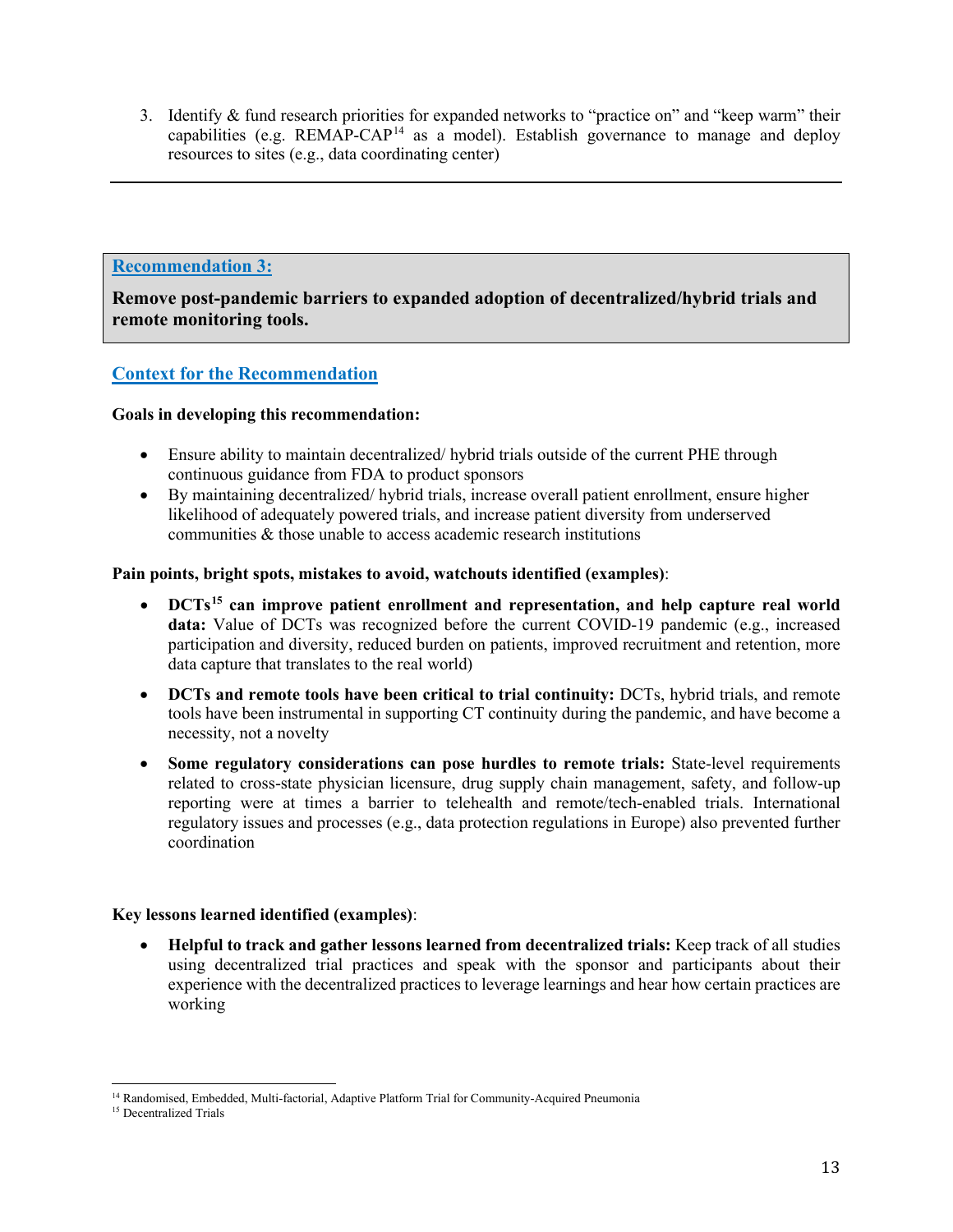3. Identify & fund research priorities for expanded networks to "practice on" and "keep warm" their capabilities (e.g. REMAP-CAP[14] as a model). Establish governance to manage and deploy resources to sites (e.g., data coordinating center)

---

## Recommendation 3:

**Remove post-pandemic barriers to expanded adoption of decentralized/hybrid trials and remote monitoring tools.**

### Context for the Recommendation

**Goals in developing this recommendation:**

- Ensure ability to maintain decentralized/ hybrid trials outside of the current PHE through continuous guidance from FDA to product sponsors
- By maintaining decentralized/ hybrid trials, increase overall patient enrollment, ensure higher likelihood of adequately powered trials, and increase patient diversity from underserved communities & those unable to access academic research institutions

**Pain points, bright spots, mistakes to avoid, watchouts identified (examples)**:

- **DCTs[15] can improve patient enrollment and representation, and help capture real world data:** Value of DCTs was recognized before the current COVID-19 pandemic (e.g., increased participation and diversity, reduced burden on patients, improved recruitment and retention, more data capture that translates to the real world)
- **DCTs and remote tools have been critical to trial continuity:** DCTs, hybrid trials, and remote tools have been instrumental in supporting CT continuity during the pandemic, and have become a necessity, not a novelty
- **Some regulatory considerations can pose hurdles to remote trials:** State-level requirements related to cross-state physician licensure, drug supply chain management, safety, and follow-up reporting were at times a barrier to telehealth and remote/tech-enabled trials. International regulatory issues and processes (e.g., data protection regulations in Europe) also prevented further coordination

**Key lessons learned identified (examples)**:

- **Helpful to track and gather lessons learned from decentralized trials:** Keep track of all studies using decentralized trial practices and speak with the sponsor and participants about their experience with the decentralized practices to leverage learnings and hear how certain practices are working

---

[14] Randomised, Embedded, Multi-factorial, Adaptive Platform Trial for Community-Acquired Pneumonia

[15] Decentralized Trials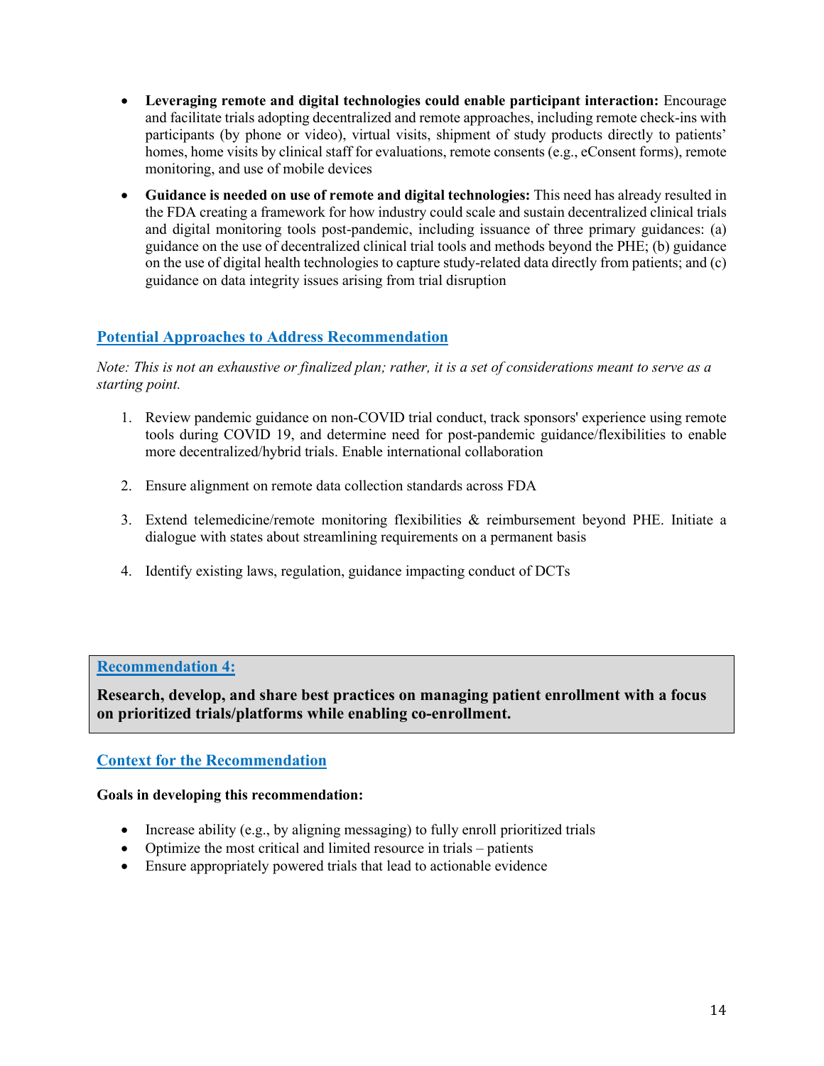- **Leveraging remote and digital technologies could enable participant interaction:** Encourage and facilitate trials adopting decentralized and remote approaches, including remote check-ins with participants (by phone or video), virtual visits, shipment of study products directly to patients' homes, home visits by clinical staff for evaluations, remote consents (e.g., eConsent forms), remote monitoring, and use of mobile devices
- **Guidance is needed on use of remote and digital technologies:** This need has already resulted in the FDA creating a framework for how industry could scale and sustain decentralized clinical trials and digital monitoring tools post-pandemic, including issuance of three primary guidances: (a) guidance on the use of decentralized clinical trial tools and methods beyond the PHE; (b) guidance on the use of digital health technologies to capture study-related data directly from patients; and (c) guidance on data integrity issues arising from trial disruption

## Potential Approaches to Address Recommendation

*Note: This is not an exhaustive or finalized plan; rather, it is a set of considerations meant to serve as a starting point.*

1. Review pandemic guidance on non-COVID trial conduct, track sponsors' experience using remote tools during COVID 19, and determine need for post-pandemic guidance/flexibilities to enable more decentralized/hybrid trials. Enable international collaboration
2. Ensure alignment on remote data collection standards across FDA
3. Extend telemedicine/remote monitoring flexibilities & reimbursement beyond PHE. Initiate a dialogue with states about streamlining requirements on a permanent basis
4. Identify existing laws, regulation, guidance impacting conduct of DCTs

## Recommendation 4:

**Research, develop, and share best practices on managing patient enrollment with a focus on prioritized trials/platforms while enabling co-enrollment.**

## Context for the Recommendation

**Goals in developing this recommendation:**

- Increase ability (e.g., by aligning messaging) to fully enroll prioritized trials
- Optimize the most critical and limited resource in trials – patients
- Ensure appropriately powered trials that lead to actionable evidence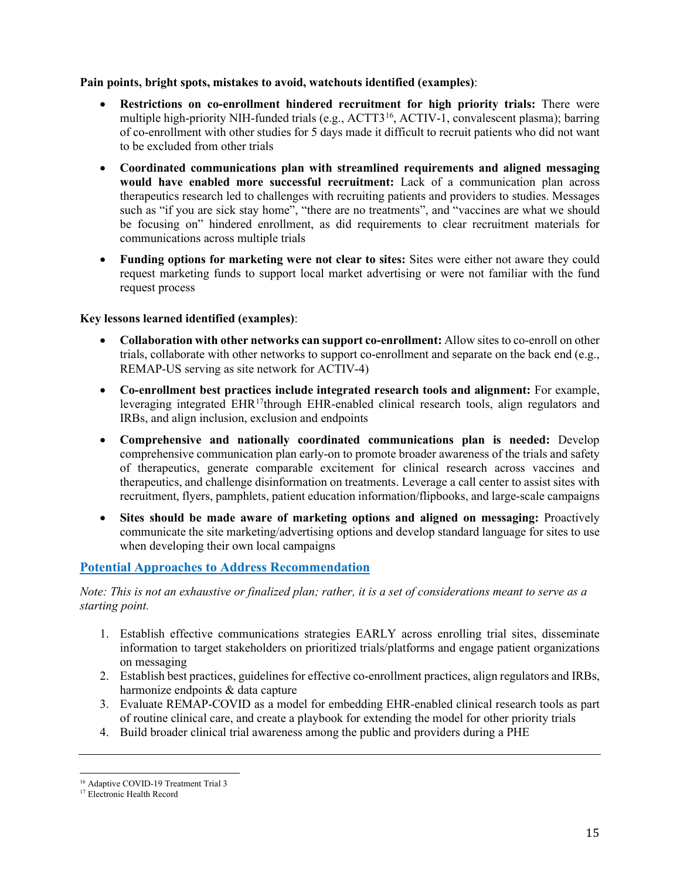**Pain points, bright spots, mistakes to avoid, watchouts identified (examples)**:

- **Restrictions on co-enrollment hindered recruitment for high priority trials:** There were multiple high-priority NIH-funded trials (e.g., ACTT3[16], ACTIV-1, convalescent plasma); barring of co-enrollment with other studies for 5 days made it difficult to recruit patients who did not want to be excluded from other trials
- **Coordinated communications plan with streamlined requirements and aligned messaging would have enabled more successful recruitment:** Lack of a communication plan across therapeutics research led to challenges with recruiting patients and providers to studies. Messages such as "if you are sick stay home", "there are no treatments", and "vaccines are what we should be focusing on" hindered enrollment, as did requirements to clear recruitment materials for communications across multiple trials
- **Funding options for marketing were not clear to sites:** Sites were either not aware they could request marketing funds to support local market advertising or were not familiar with the fund request process

**Key lessons learned identified (examples)**:

- **Collaboration with other networks can support co-enrollment:** Allow sites to co-enroll on other trials, collaborate with other networks to support co-enrollment and separate on the back end (e.g., REMAP-US serving as site network for ACTIV-4)
- **Co-enrollment best practices include integrated research tools and alignment:** For example, leveraging integrated EHR[17] through EHR-enabled clinical research tools, align regulators and IRBs, and align inclusion, exclusion and endpoints
- **Comprehensive and nationally coordinated communications plan is needed:** Develop comprehensive communication plan early-on to promote broader awareness of the trials and safety of therapeutics, generate comparable excitement for clinical research across vaccines and therapeutics, and challenge disinformation on treatments. Leverage a call center to assist sites with recruitment, flyers, pamphlets, patient education information/flipbooks, and large-scale campaigns
- **Sites should be made aware of marketing options and aligned on messaging:** Proactively communicate the site marketing/advertising options and develop standard language for sites to use when developing their own local campaigns

## Potential Approaches to Address Recommendation

*Note: This is not an exhaustive or finalized plan; rather, it is a set of considerations meant to serve as a starting point.*

1. Establish effective communications strategies EARLY across enrolling trial sites, disseminate information to target stakeholders on prioritized trials/platforms and engage patient organizations on messaging
2. Establish best practices, guidelines for effective co-enrollment practices, align regulators and IRBs, harmonize endpoints & data capture
3. Evaluate REMAP-COVID as a model for embedding EHR-enabled clinical research tools as part of routine clinical care, and create a playbook for extending the model for other priority trials
4. Build broader clinical trial awareness among the public and providers during a PHE

---

[16] Adaptive COVID-19 Treatment Trial 3

[17] Electronic Health Record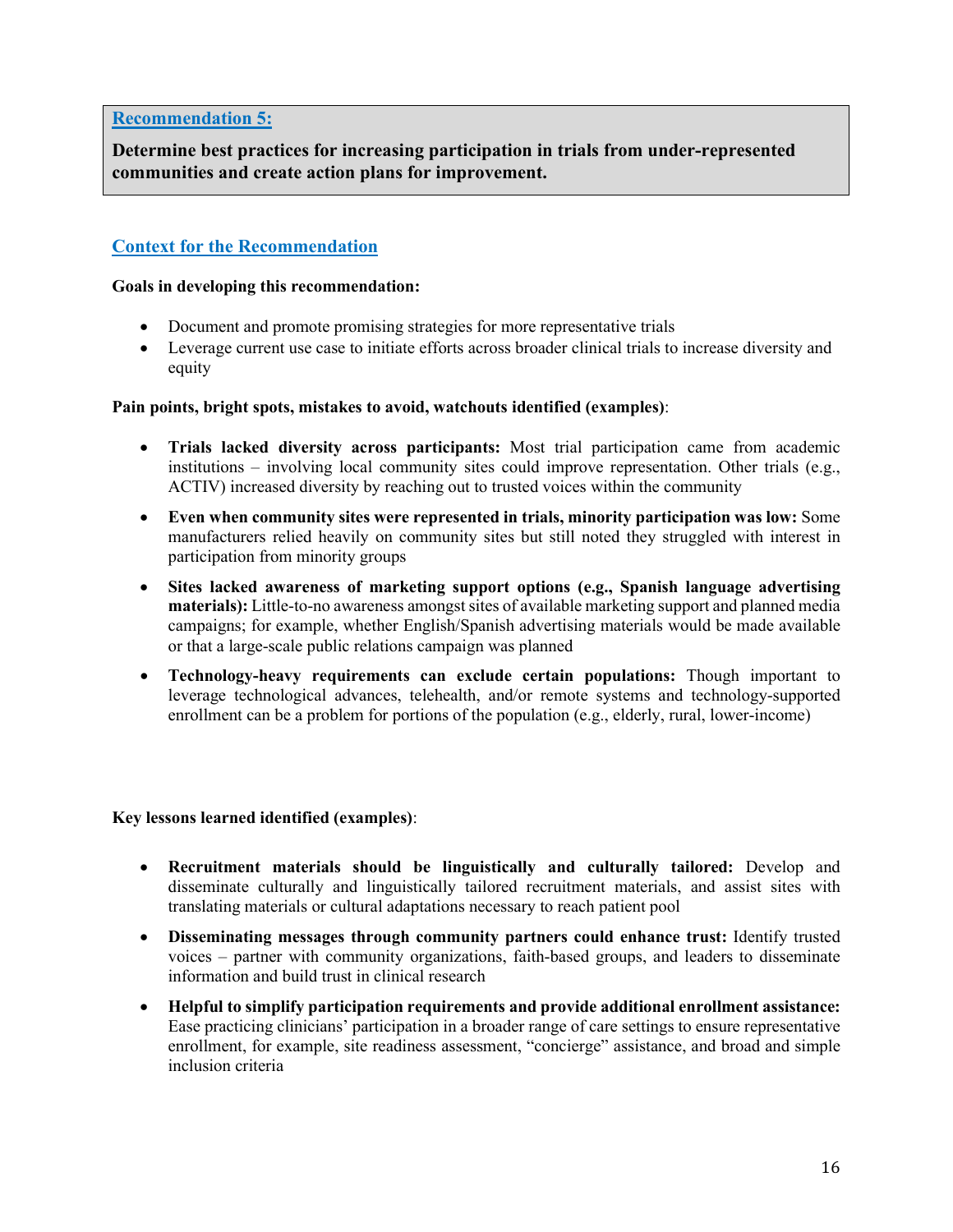## Recommendation 5:

**Determine best practices for increasing participation in trials from under-represented communities and create action plans for improvement.**

### Context for the Recommendation

**Goals in developing this recommendation:**

- Document and promote promising strategies for more representative trials
- Leverage current use case to initiate efforts across broader clinical trials to increase diversity and equity

**Pain points, bright spots, mistakes to avoid, watchouts identified (examples)**:

- **Trials lacked diversity across participants:** Most trial participation came from academic institutions – involving local community sites could improve representation. Other trials (e.g., ACTIV) increased diversity by reaching out to trusted voices within the community
- **Even when community sites were represented in trials, minority participation was low:** Some manufacturers relied heavily on community sites but still noted they struggled with interest in participation from minority groups
- **Sites lacked awareness of marketing support options (e.g., Spanish language advertising materials):** Little-to-no awareness amongst sites of available marketing support and planned media campaigns; for example, whether English/Spanish advertising materials would be made available or that a large-scale public relations campaign was planned
- **Technology-heavy requirements can exclude certain populations:** Though important to leverage technological advances, telehealth, and/or remote systems and technology-supported enrollment can be a problem for portions of the population (e.g., elderly, rural, lower-income)

**Key lessons learned identified (examples)**:

- **Recruitment materials should be linguistically and culturally tailored:** Develop and disseminate culturally and linguistically tailored recruitment materials, and assist sites with translating materials or cultural adaptations necessary to reach patient pool
- **Disseminating messages through community partners could enhance trust:** Identify trusted voices – partner with community organizations, faith-based groups, and leaders to disseminate information and build trust in clinical research
- **Helpful to simplify participation requirements and provide additional enrollment assistance:** Ease practicing clinicians' participation in a broader range of care settings to ensure representative enrollment, for example, site readiness assessment, "concierge" assistance, and broad and simple inclusion criteria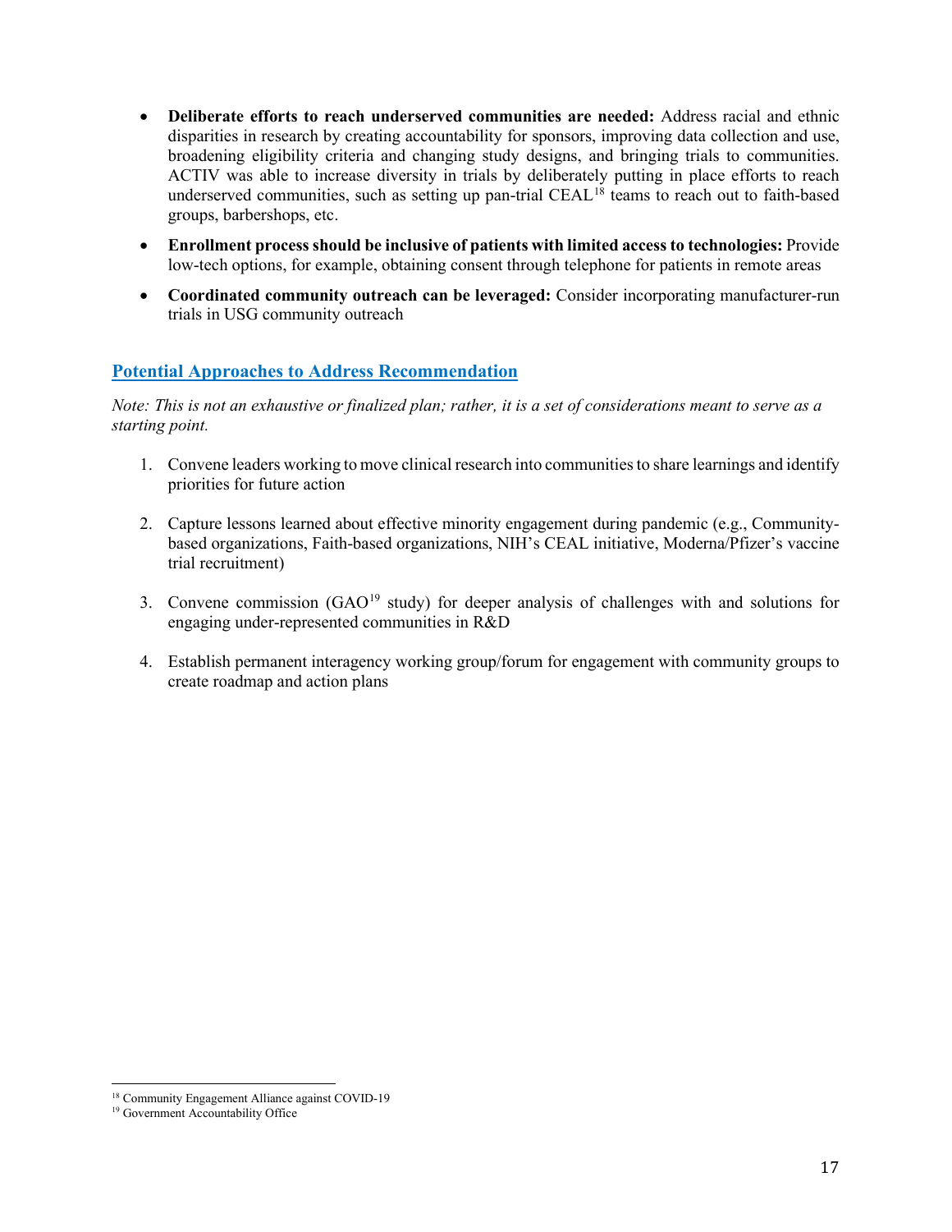- **Deliberate efforts to reach underserved communities are needed:** Address racial and ethnic disparities in research by creating accountability for sponsors, improving data collection and use, broadening eligibility criteria and changing study designs, and bringing trials to communities. ACTIV was able to increase diversity in trials by deliberately putting in place efforts to reach underserved communities, such as setting up pan-trial CEAL[18] teams to reach out to faith-based groups, barbershops, etc.
- **Enrollment process should be inclusive of patients with limited access to technologies:** Provide low-tech options, for example, obtaining consent through telephone for patients in remote areas
- **Coordinated community outreach can be leveraged:** Consider incorporating manufacturer-run trials in USG community outreach

## Potential Approaches to Address Recommendation

*Note: This is not an exhaustive or finalized plan; rather, it is a set of considerations meant to serve as a starting point.*

1. Convene leaders working to move clinical research into communities to share learnings and identify priorities for future action
2. Capture lessons learned about effective minority engagement during pandemic (e.g., Community-based organizations, Faith-based organizations, NIH's CEAL initiative, Moderna/Pfizer's vaccine trial recruitment)
3. Convene commission (GAO[19] study) for deeper analysis of challenges with and solutions for engaging under-represented communities in R&D
4. Establish permanent interagency working group/forum for engagement with community groups to create roadmap and action plans

---

[18] Community Engagement Alliance against COVID-19

[19] Government Accountability Office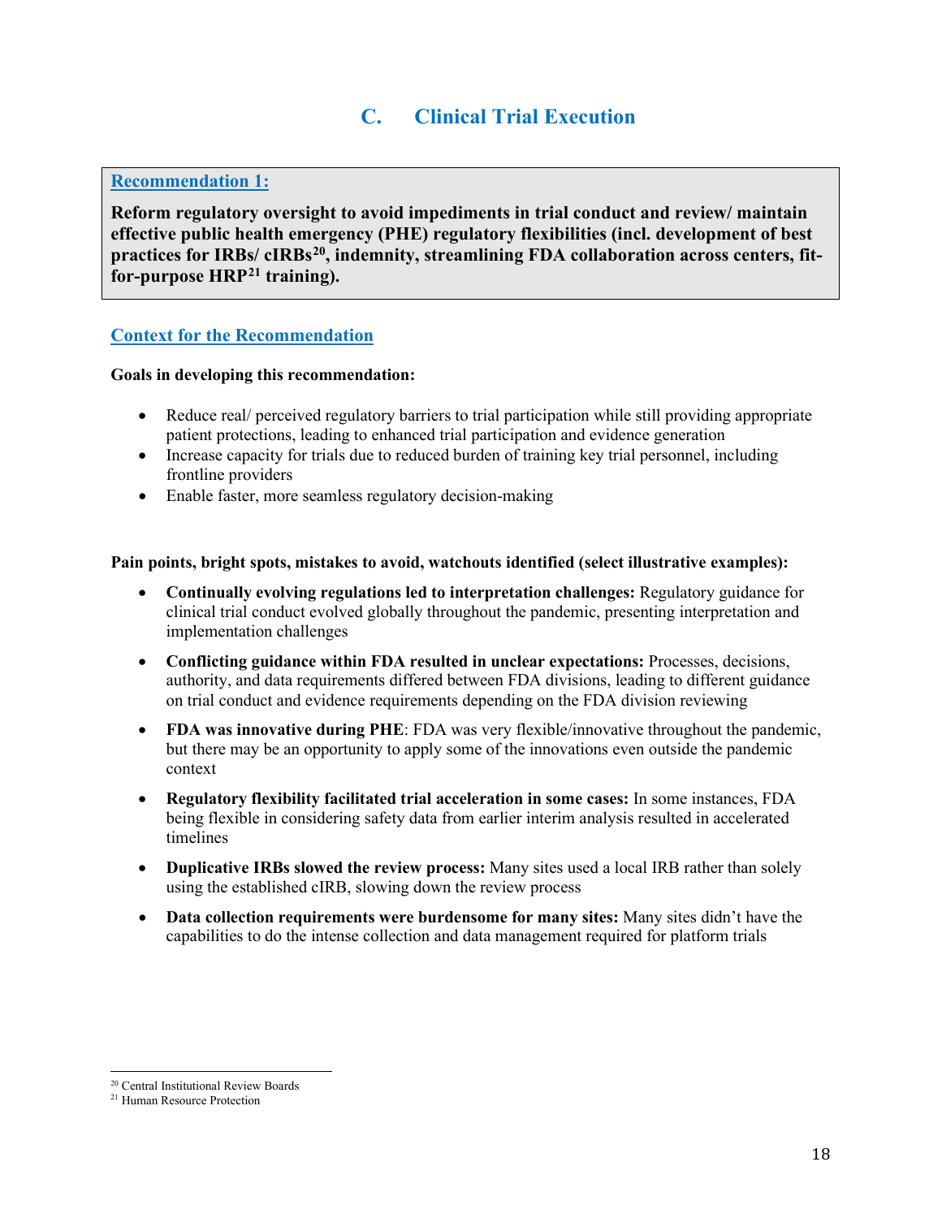## C. Clinical Trial Execution

**Recommendation 1:**

**Reform regulatory oversight to avoid impediments in trial conduct and review/ maintain effective public health emergency (PHE) regulatory flexibilities (incl. development of best practices for IRBs/ cIRBs[20], indemnity, streamlining FDA collaboration across centers, fit-for-purpose HRP[21] training).**

### Context for the Recommendation

**Goals in developing this recommendation:**

- Reduce real/ perceived regulatory barriers to trial participation while still providing appropriate patient protections, leading to enhanced trial participation and evidence generation
- Increase capacity for trials due to reduced burden of training key trial personnel, including frontline providers
- Enable faster, more seamless regulatory decision-making

**Pain points, bright spots, mistakes to avoid, watchouts identified (select illustrative examples):**

- **Continually evolving regulations led to interpretation challenges:** Regulatory guidance for clinical trial conduct evolved globally throughout the pandemic, presenting interpretation and implementation challenges
- **Conflicting guidance within FDA resulted in unclear expectations:** Processes, decisions, authority, and data requirements differed between FDA divisions, leading to different guidance on trial conduct and evidence requirements depending on the FDA division reviewing
- **FDA was innovative during PHE**: FDA was very flexible/innovative throughout the pandemic, but there may be an opportunity to apply some of the innovations even outside the pandemic context
- **Regulatory flexibility facilitated trial acceleration in some cases:** In some instances, FDA being flexible in considering safety data from earlier interim analysis resulted in accelerated timelines
- **Duplicative IRBs slowed the review process:** Many sites used a local IRB rather than solely using the established cIRB, slowing down the review process
- **Data collection requirements were burdensome for many sites:** Many sites didn't have the capabilities to do the intense collection and data management required for platform trials

[20] Central Institutional Review Boards
[21] Human Resource Protection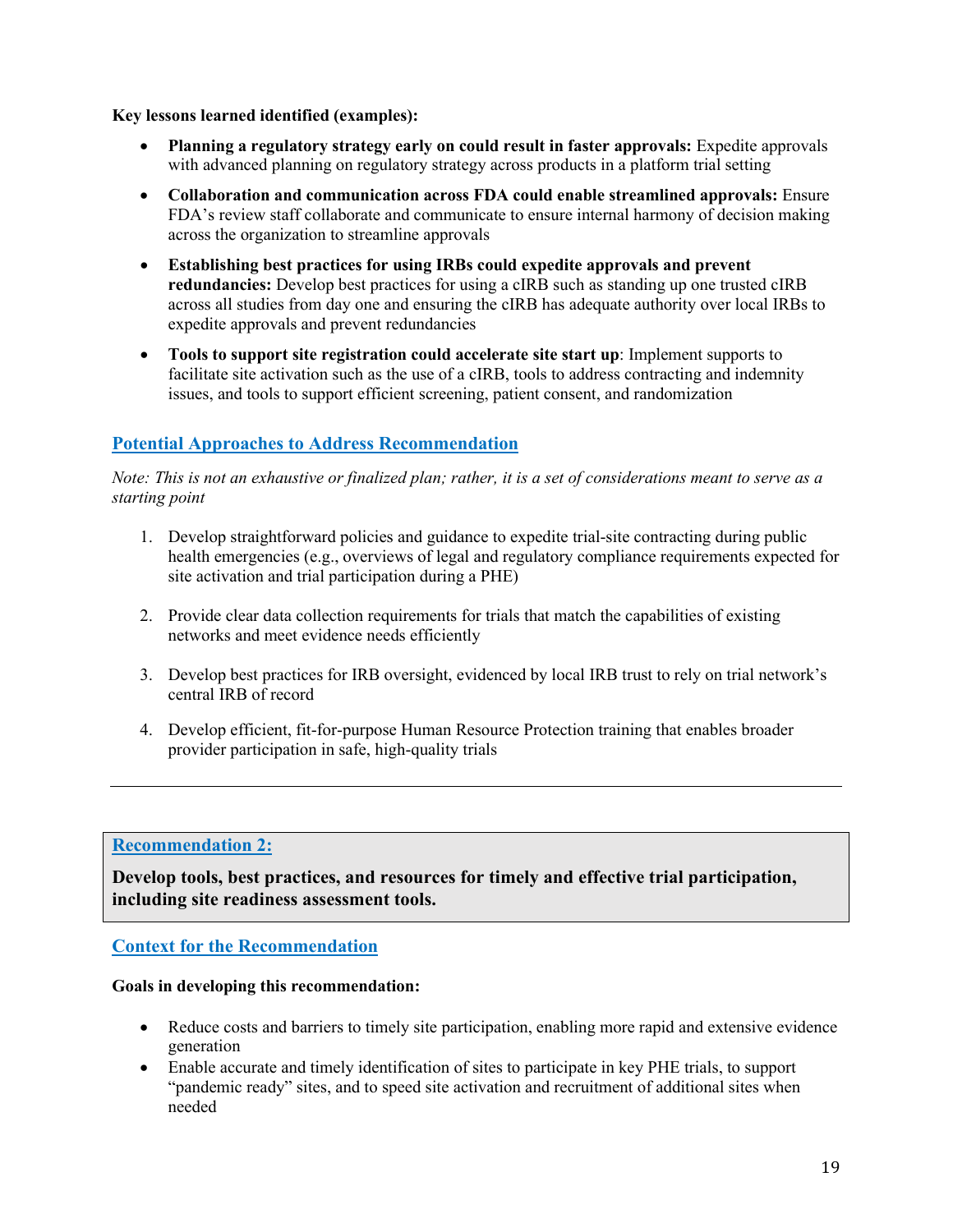**Key lessons learned identified (examples):**

- **Planning a regulatory strategy early on could result in faster approvals:** Expedite approvals with advanced planning on regulatory strategy across products in a platform trial setting
- **Collaboration and communication across FDA could enable streamlined approvals:** Ensure FDA's review staff collaborate and communicate to ensure internal harmony of decision making across the organization to streamline approvals
- **Establishing best practices for using IRBs could expedite approvals and prevent redundancies:** Develop best practices for using a cIRB such as standing up one trusted cIRB across all studies from day one and ensuring the cIRB has adequate authority over local IRBs to expedite approvals and prevent redundancies
- **Tools to support site registration could accelerate site start up**: Implement supports to facilitate site activation such as the use of a cIRB, tools to address contracting and indemnity issues, and tools to support efficient screening, patient consent, and randomization

## Potential Approaches to Address Recommendation

*Note: This is not an exhaustive or finalized plan; rather, it is a set of considerations meant to serve as a starting point*

1. Develop straightforward policies and guidance to expedite trial-site contracting during public health emergencies (e.g., overviews of legal and regulatory compliance requirements expected for site activation and trial participation during a PHE)
2. Provide clear data collection requirements for trials that match the capabilities of existing networks and meet evidence needs efficiently
3. Develop best practices for IRB oversight, evidenced by local IRB trust to rely on trial network's central IRB of record
4. Develop efficient, fit-for-purpose Human Resource Protection training that enables broader provider participation in safe, high-quality trials

---

## Recommendation 2:

**Develop tools, best practices, and resources for timely and effective trial participation, including site readiness assessment tools.**

## Context for the Recommendation

**Goals in developing this recommendation:**

- Reduce costs and barriers to timely site participation, enabling more rapid and extensive evidence generation
- Enable accurate and timely identification of sites to participate in key PHE trials, to support "pandemic ready" sites, and to speed site activation and recruitment of additional sites when needed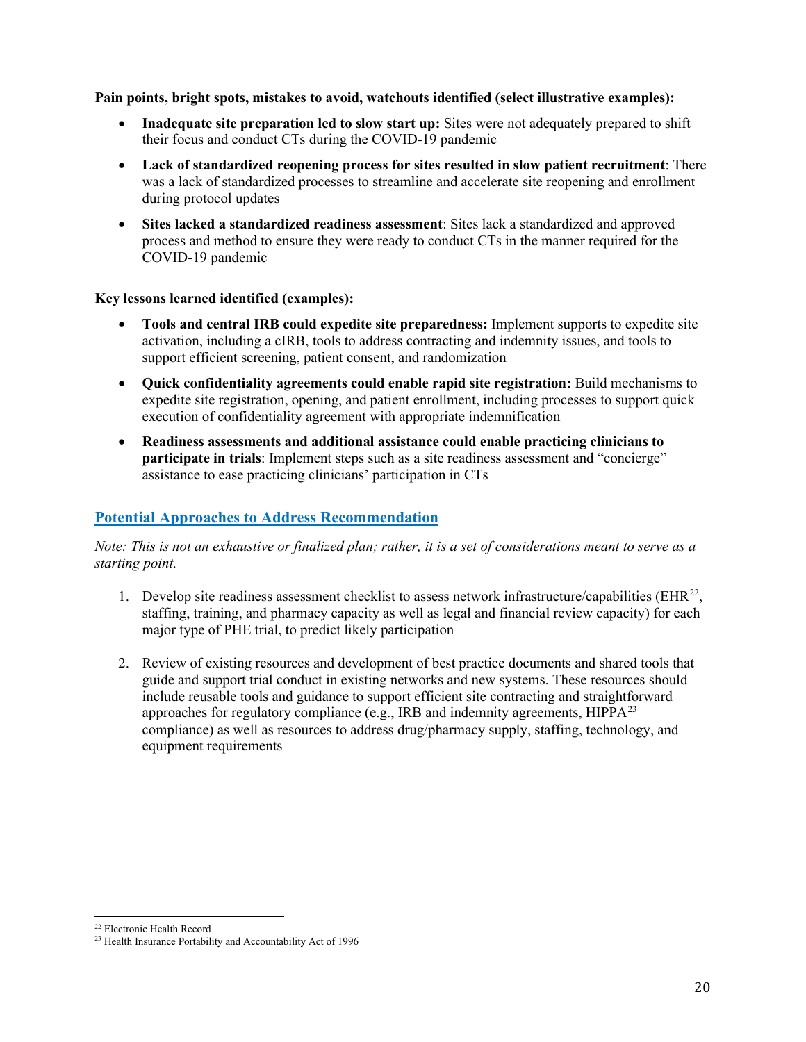**Pain points, bright spots, mistakes to avoid, watchouts identified (select illustrative examples):**

- **Inadequate site preparation led to slow start up:** Sites were not adequately prepared to shift their focus and conduct CTs during the COVID-19 pandemic
- **Lack of standardized reopening process for sites resulted in slow patient recruitment**: There was a lack of standardized processes to streamline and accelerate site reopening and enrollment during protocol updates
- **Sites lacked a standardized readiness assessment**: Sites lack a standardized and approved process and method to ensure they were ready to conduct CTs in the manner required for the COVID-19 pandemic

**Key lessons learned identified (examples):**

- **Tools and central IRB could expedite site preparedness:** Implement supports to expedite site activation, including a cIRB, tools to address contracting and indemnity issues, and tools to support efficient screening, patient consent, and randomization
- **Quick confidentiality agreements could enable rapid site registration:** Build mechanisms to expedite site registration, opening, and patient enrollment, including processes to support quick execution of confidentiality agreement with appropriate indemnification
- **Readiness assessments and additional assistance could enable practicing clinicians to participate in trials**: Implement steps such as a site readiness assessment and "concierge" assistance to ease practicing clinicians' participation in CTs

## Potential Approaches to Address Recommendation

*Note: This is not an exhaustive or finalized plan; rather, it is a set of considerations meant to serve as a starting point.*

1. Develop site readiness assessment checklist to assess network infrastructure/capabilities (EHR[22], staffing, training, and pharmacy capacity as well as legal and financial review capacity) for each major type of PHE trial, to predict likely participation
2. Review of existing resources and development of best practice documents and shared tools that guide and support trial conduct in existing networks and new systems. These resources should include reusable tools and guidance to support efficient site contracting and straightforward approaches for regulatory compliance (e.g., IRB and indemnity agreements, HIPPA[23] compliance) as well as resources to address drug/pharmacy supply, staffing, technology, and equipment requirements

[22] Electronic Health Record
[23] Health Insurance Portability and Accountability Act of 1996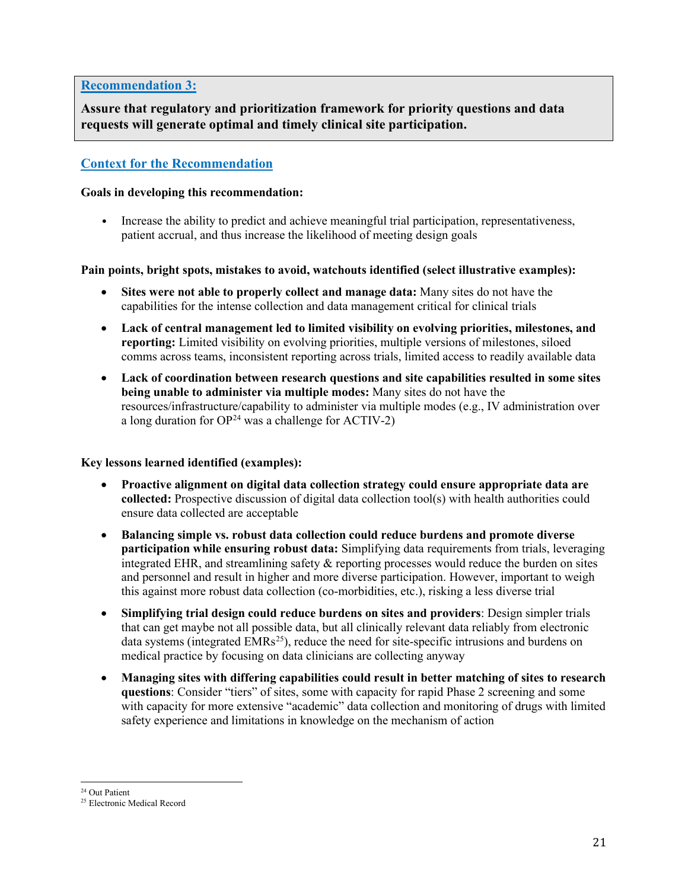**Recommendation 3:**

**Assure that regulatory and prioritization framework for priority questions and data requests will generate optimal and timely clinical site participation.**

## Context for the Recommendation

**Goals in developing this recommendation:**

- Increase the ability to predict and achieve meaningful trial participation, representativeness, patient accrual, and thus increase the likelihood of meeting design goals

**Pain points, bright spots, mistakes to avoid, watchouts identified (select illustrative examples):**

- **Sites were not able to properly collect and manage data:** Many sites do not have the capabilities for the intense collection and data management critical for clinical trials
- **Lack of central management led to limited visibility on evolving priorities, milestones, and reporting:** Limited visibility on evolving priorities, multiple versions of milestones, siloed comms across teams, inconsistent reporting across trials, limited access to readily available data
- **Lack of coordination between research questions and site capabilities resulted in some sites being unable to administer via multiple modes:** Many sites do not have the resources/infrastructure/capability to administer via multiple modes (e.g., IV administration over a long duration for OP[24] was a challenge for ACTIV-2)

**Key lessons learned identified (examples):**

- **Proactive alignment on digital data collection strategy could ensure appropriate data are collected:** Prospective discussion of digital data collection tool(s) with health authorities could ensure data collected are acceptable
- **Balancing simple vs. robust data collection could reduce burdens and promote diverse participation while ensuring robust data:** Simplifying data requirements from trials, leveraging integrated EHR, and streamlining safety & reporting processes would reduce the burden on sites and personnel and result in higher and more diverse participation. However, important to weigh this against more robust data collection (co-morbidities, etc.), risking a less diverse trial
- **Simplifying trial design could reduce burdens on sites and providers**: Design simpler trials that can get maybe not all possible data, but all clinically relevant data reliably from electronic data systems (integrated EMRs[25]), reduce the need for site-specific intrusions and burdens on medical practice by focusing on data clinicians are collecting anyway
- **Managing sites with differing capabilities could result in better matching of sites to research questions**: Consider "tiers" of sites, some with capacity for rapid Phase 2 screening and some with capacity for more extensive "academic" data collection and monitoring of drugs with limited safety experience and limitations in knowledge on the mechanism of action

---

[24] Out Patient

[25] Electronic Medical Record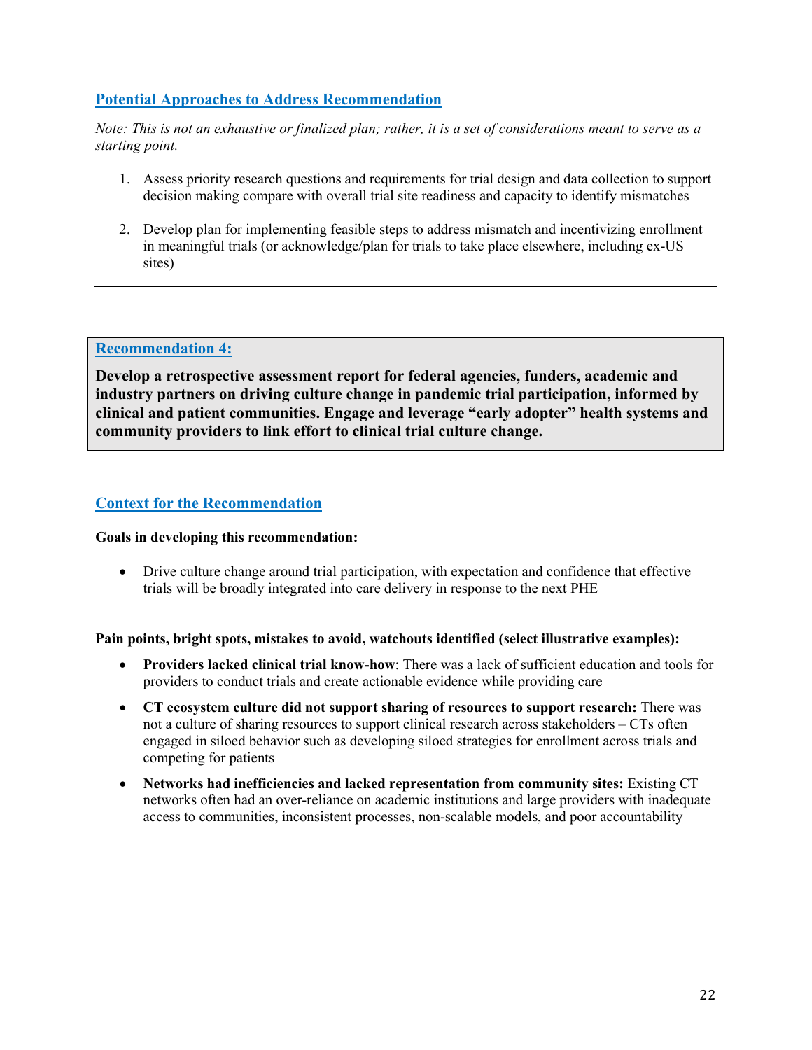### Potential Approaches to Address Recommendation

*Note: This is not an exhaustive or finalized plan; rather, it is a set of considerations meant to serve as a starting point.*

1. Assess priority research questions and requirements for trial design and data collection to support decision making compare with overall trial site readiness and capacity to identify mismatches
2. Develop plan for implementing feasible steps to address mismatch and incentivizing enrollment in meaningful trials (or acknowledge/plan for trials to take place elsewhere, including ex-US sites)

---

### Recommendation 4:

**Develop a retrospective assessment report for federal agencies, funders, academic and industry partners on driving culture change in pandemic trial participation, informed by clinical and patient communities. Engage and leverage "early adopter" health systems and community providers to link effort to clinical trial culture change.**

### Context for the Recommendation

**Goals in developing this recommendation:**

- Drive culture change around trial participation, with expectation and confidence that effective trials will be broadly integrated into care delivery in response to the next PHE

**Pain points, bright spots, mistakes to avoid, watchouts identified (select illustrative examples):**

- **Providers lacked clinical trial know-how**: There was a lack of sufficient education and tools for providers to conduct trials and create actionable evidence while providing care
- **CT ecosystem culture did not support sharing of resources to support research:** There was not a culture of sharing resources to support clinical research across stakeholders – CTs often engaged in siloed behavior such as developing siloed strategies for enrollment across trials and competing for patients
- **Networks had inefficiencies and lacked representation from community sites:** Existing CT networks often had an over-reliance on academic institutions and large providers with inadequate access to communities, inconsistent processes, non-scalable models, and poor accountability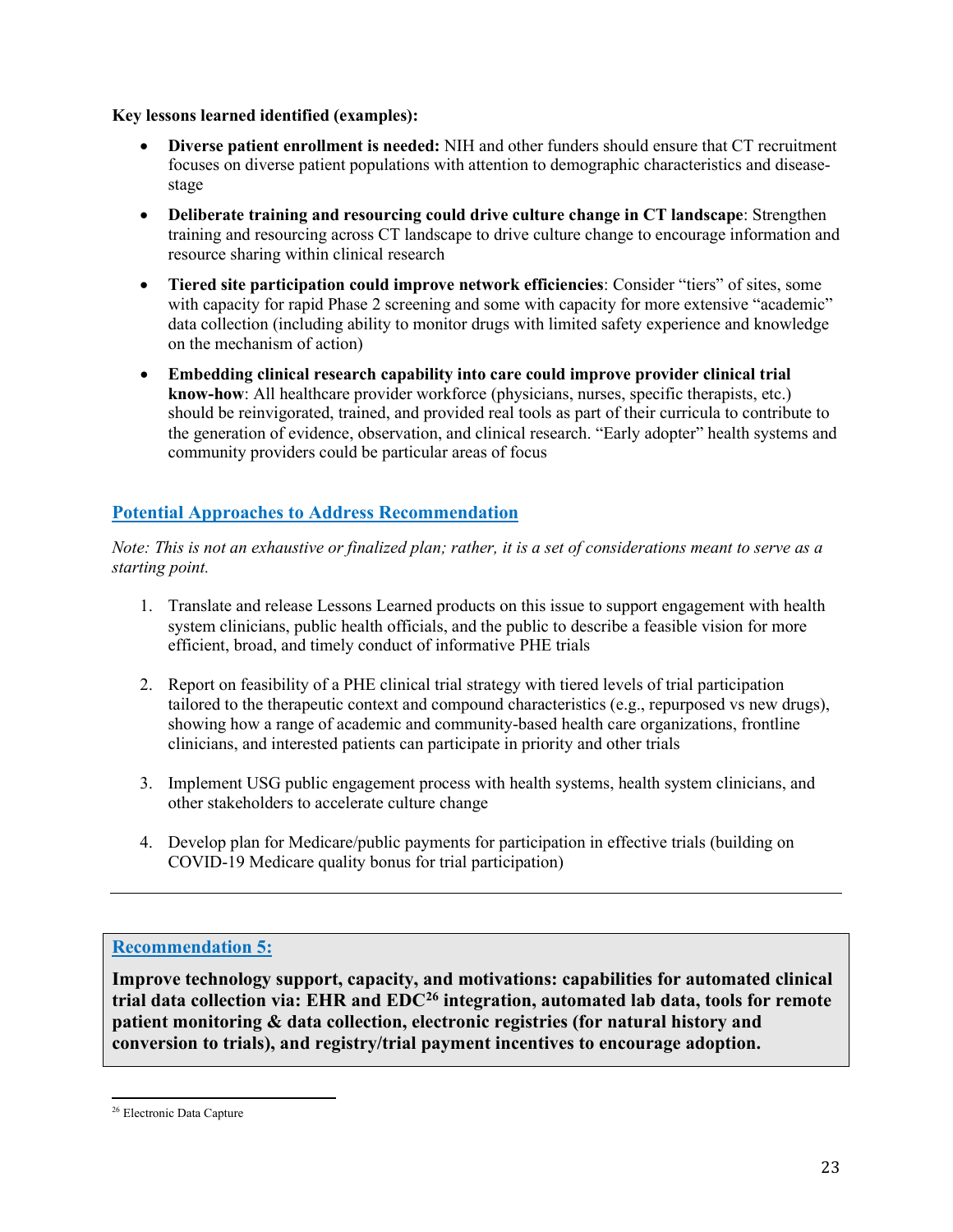**Key lessons learned identified (examples):**

- **Diverse patient enrollment is needed:** NIH and other funders should ensure that CT recruitment focuses on diverse patient populations with attention to demographic characteristics and disease-stage
- **Deliberate training and resourcing could drive culture change in CT landscape**: Strengthen training and resourcing across CT landscape to drive culture change to encourage information and resource sharing within clinical research
- **Tiered site participation could improve network efficiencies**: Consider "tiers" of sites, some with capacity for rapid Phase 2 screening and some with capacity for more extensive "academic" data collection (including ability to monitor drugs with limited safety experience and knowledge on the mechanism of action)
- **Embedding clinical research capability into care could improve provider clinical trial know-how**: All healthcare provider workforce (physicians, nurses, specific therapists, etc.) should be reinvigorated, trained, and provided real tools as part of their curricula to contribute to the generation of evidence, observation, and clinical research. "Early adopter" health systems and community providers could be particular areas of focus

## Potential Approaches to Address Recommendation

*Note: This is not an exhaustive or finalized plan; rather, it is a set of considerations meant to serve as a starting point.*

1. Translate and release Lessons Learned products on this issue to support engagement with health system clinicians, public health officials, and the public to describe a feasible vision for more efficient, broad, and timely conduct of informative PHE trials
2. Report on feasibility of a PHE clinical trial strategy with tiered levels of trial participation tailored to the therapeutic context and compound characteristics (e.g., repurposed vs new drugs), showing how a range of academic and community-based health care organizations, frontline clinicians, and interested patients can participate in priority and other trials
3. Implement USG public engagement process with health systems, health system clinicians, and other stakeholders to accelerate culture change
4. Develop plan for Medicare/public payments for participation in effective trials (building on COVID-19 Medicare quality bonus for trial participation)

---

## Recommendation 5:

**Improve technology support, capacity, and motivations: capabilities for automated clinical trial data collection via: EHR and EDC[26] integration, automated lab data, tools for remote patient monitoring & data collection, electronic registries (for natural history and conversion to trials), and registry/trial payment incentives to encourage adoption.**

[26] Electronic Data Capture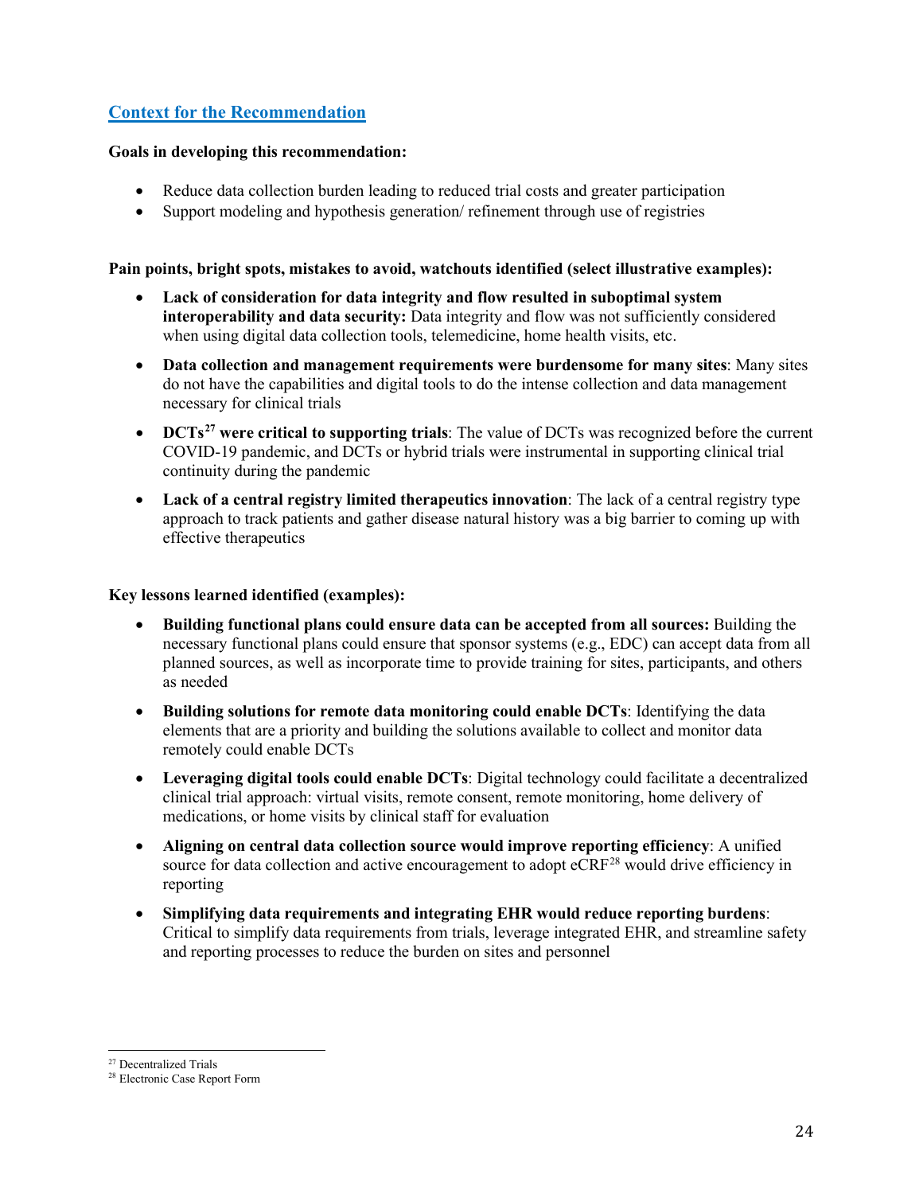## Context for the Recommendation

**Goals in developing this recommendation:**

- Reduce data collection burden leading to reduced trial costs and greater participation
- Support modeling and hypothesis generation/ refinement through use of registries

**Pain points, bright spots, mistakes to avoid, watchouts identified (select illustrative examples):**

- **Lack of consideration for data integrity and flow resulted in suboptimal system interoperability and data security:** Data integrity and flow was not sufficiently considered when using digital data collection tools, telemedicine, home health visits, etc.
- **Data collection and management requirements were burdensome for many sites**: Many sites do not have the capabilities and digital tools to do the intense collection and data management necessary for clinical trials
- **DCTs[27] were critical to supporting trials**: The value of DCTs was recognized before the current COVID-19 pandemic, and DCTs or hybrid trials were instrumental in supporting clinical trial continuity during the pandemic
- **Lack of a central registry limited therapeutics innovation**: The lack of a central registry type approach to track patients and gather disease natural history was a big barrier to coming up with effective therapeutics

**Key lessons learned identified (examples):**

- **Building functional plans could ensure data can be accepted from all sources:** Building the necessary functional plans could ensure that sponsor systems (e.g., EDC) can accept data from all planned sources, as well as incorporate time to provide training for sites, participants, and others as needed
- **Building solutions for remote data monitoring could enable DCTs**: Identifying the data elements that are a priority and building the solutions available to collect and monitor data remotely could enable DCTs
- **Leveraging digital tools could enable DCTs**: Digital technology could facilitate a decentralized clinical trial approach: virtual visits, remote consent, remote monitoring, home delivery of medications, or home visits by clinical staff for evaluation
- **Aligning on central data collection source would improve reporting efficiency**: A unified source for data collection and active encouragement to adopt eCRF[28] would drive efficiency in reporting
- **Simplifying data requirements and integrating EHR would reduce reporting burdens**: Critical to simplify data requirements from trials, leverage integrated EHR, and streamline safety and reporting processes to reduce the burden on sites and personnel

---

[27] Decentralized Trials

[28] Electronic Case Report Form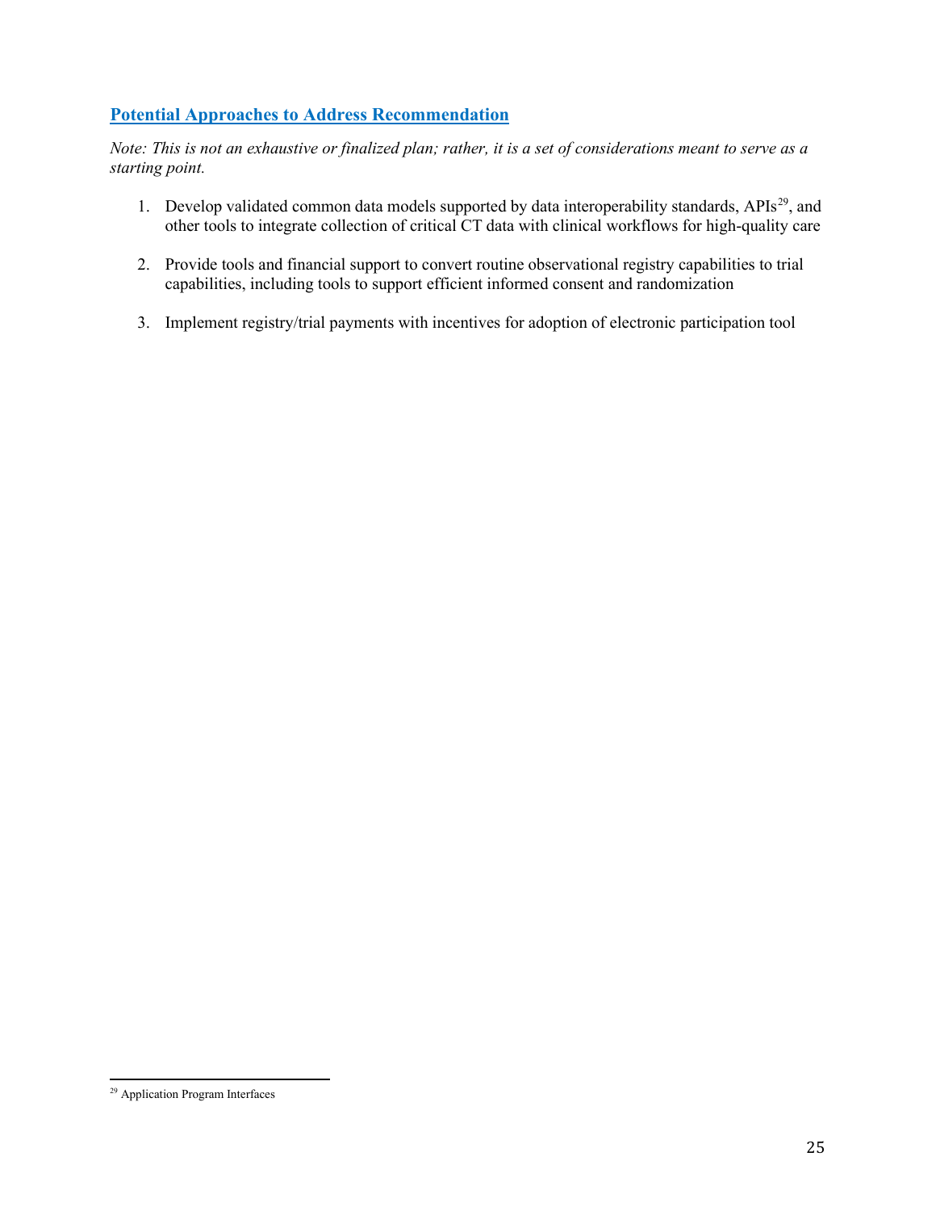## Potential Approaches to Address Recommendation

*Note: This is not an exhaustive or finalized plan; rather, it is a set of considerations meant to serve as a starting point.*

1. Develop validated common data models supported by data interoperability standards, APIs[29], and other tools to integrate collection of critical CT data with clinical workflows for high-quality care

2. Provide tools and financial support to convert routine observational registry capabilities to trial capabilities, including tools to support efficient informed consent and randomization

3. Implement registry/trial payments with incentives for adoption of electronic participation tool

---

[29] Application Program Interfaces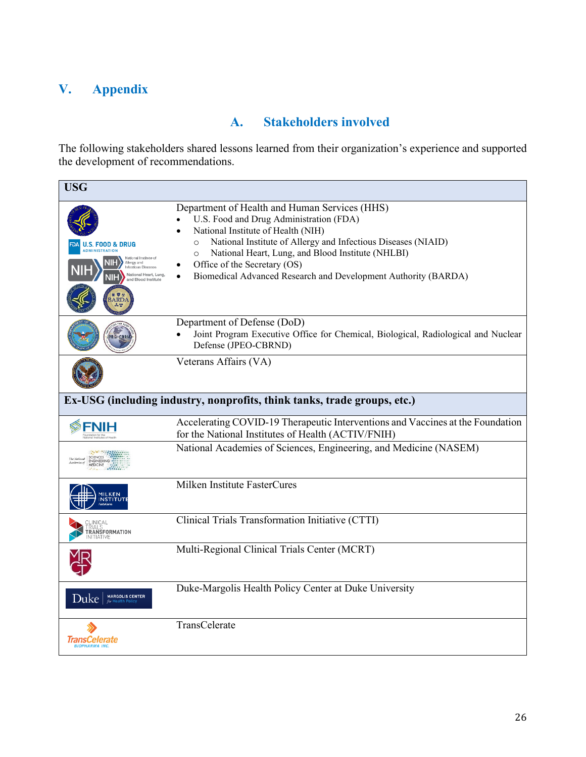# V. Appendix

## A. Stakeholders involved

The following stakeholders shared lessons learned from their organization's experience and supported the development of recommendations.

| USG | |
|---|---|
| | Department of Health and Human Services (HHS)<br>• U.S. Food and Drug Administration (FDA)<br>• National Institute of Health (NIH)<br>  ○ National Institute of Allergy and Infectious Diseases (NIAID)<br>  ○ National Heart, Lung, and Blood Institute (NHLBI)<br>• Office of the Secretary (OS)<br>• Biomedical Advanced Research and Development Authority (BARDA) |
| | Department of Defense (DoD)<br>• Joint Program Executive Office for Chemical, Biological, Radiological and Nuclear Defense (JPEO-CBRND) |
| | Veterans Affairs (VA) |
| **Ex-USG (including industry, nonprofits, think tanks, trade groups, etc.)** | |
| | Accelerating COVID-19 Therapeutic Interventions and Vaccines at the Foundation for the National Institutes of Health (ACTIV/FNIH) |
| | National Academies of Sciences, Engineering, and Medicine (NASEM) |
| | Milken Institute FasterCures |
| | Clinical Trials Transformation Initiative (CTTI) |
| | Multi-Regional Clinical Trials Center (MCRT) |
| | Duke-Margolis Health Policy Center at Duke University |
| | TransCelerate |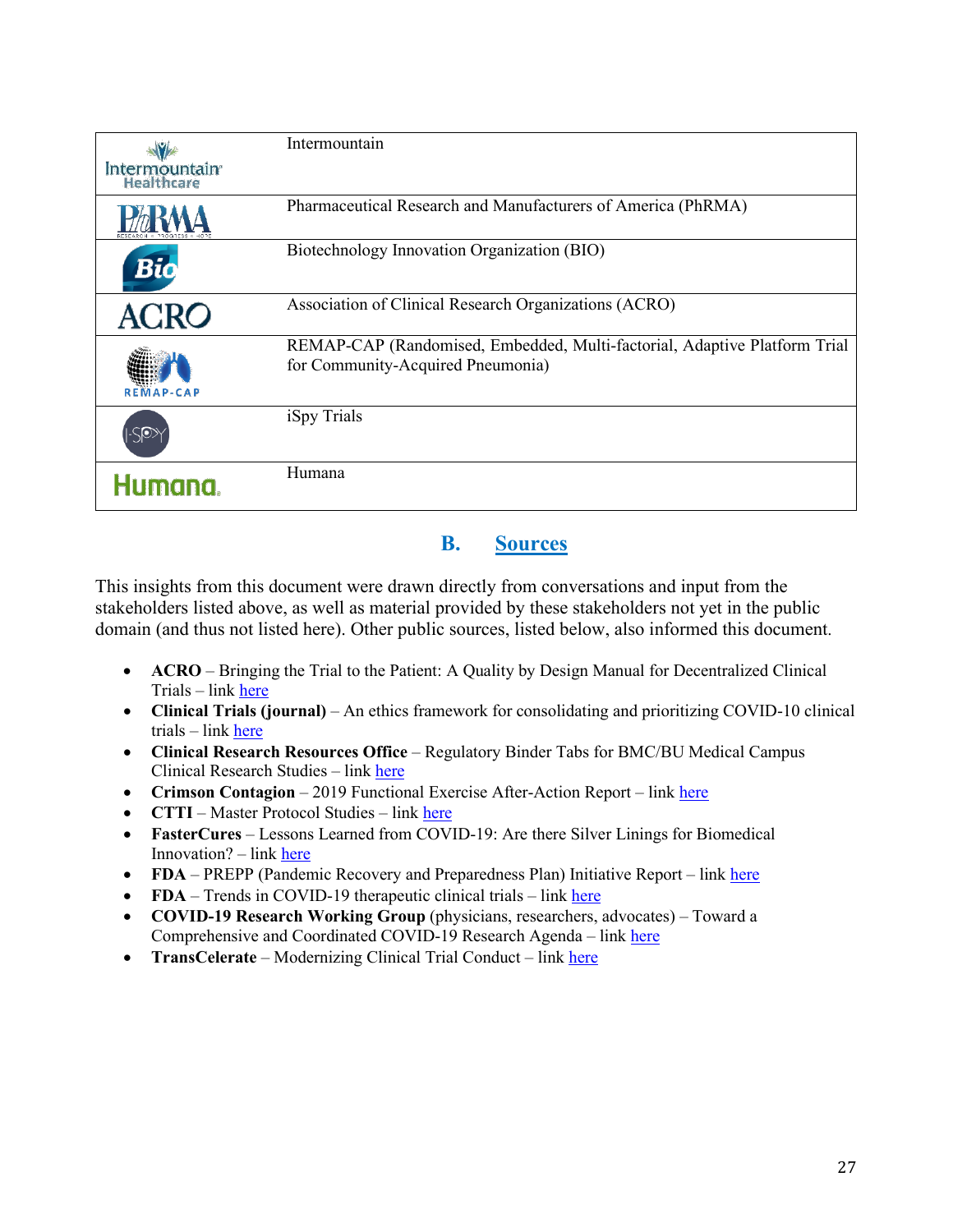| | |
|---|---|
| Intermountain Healthcare | Intermountain |
| PhRMA | Pharmaceutical Research and Manufacturers of America (PhRMA) |
| Bio | Biotechnology Innovation Organization (BIO) |
| ACRO | Association of Clinical Research Organizations (ACRO) |
| REMAP-CAP | REMAP-CAP (Randomised, Embedded, Multi-factorial, Adaptive Platform Trial for Community-Acquired Pneumonia) |
| I-SPY | iSpy Trials |
| Humana | Humana |

## B. Sources

This insights from this document were drawn directly from conversations and input from the stakeholders listed above, as well as material provided by these stakeholders not yet in the public domain (and thus not listed here). Other public sources, listed below, also informed this document.

- **ACRO** – Bringing the Trial to the Patient: A Quality by Design Manual for Decentralized Clinical Trials – link here
- **Clinical Trials (journal)** – An ethics framework for consolidating and prioritizing COVID-10 clinical trials – link here
- **Clinical Research Resources Office** – Regulatory Binder Tabs for BMC/BU Medical Campus Clinical Research Studies – link here
- **Crimson Contagion** – 2019 Functional Exercise After-Action Report – link here
- **CTTI** – Master Protocol Studies – link here
- **FasterCures** – Lessons Learned from COVID-19: Are there Silver Linings for Biomedical Innovation? – link here
- **FDA** – PREPP (Pandemic Recovery and Preparedness Plan) Initiative Report – link here
- **FDA** – Trends in COVID-19 therapeutic clinical trials – link here
- **COVID-19 Research Working Group** (physicians, researchers, advocates) – Toward a Comprehensive and Coordinated COVID-19 Research Agenda – link here
- **TransCelerate** – Modernizing Clinical Trial Conduct – link here